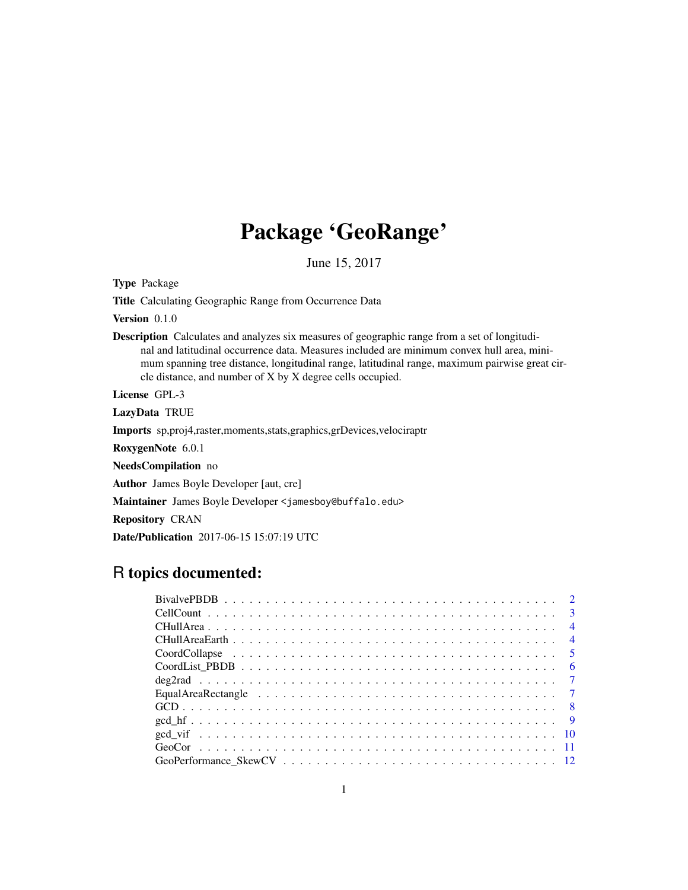# Package 'GeoRange'

June 15, 2017

**Type** Package

**Title** Calculating Geographic Range from Occurrence Data

**Version** 0.1.0

**Description** Calculates and analyzes six measures of geographic range from a set of longitudinal and latitudinal occurrence data. Measures included are minimum convex hull area, minimum spanning tree distance, longitudinal range, latitudinal range, maximum pairwise great circle distance, and number of X by X degree cells occupied.

**License** GPL-3

**LazyData** TRUE

**Imports** sp,proj4,raster,moments,stats,graphics,grDevices,velociraptr

**RoxygenNote** 6.0.1

**NeedsCompilation** no

**Author** James Boyle Developer [aut, cre]

**Maintainer** James Boyle Developer <jamesboy@buffalo.edu>

**Repository** CRAN

**Date/Publication** 2017-06-15 15:07:19 UTC

## R topics documented:

- BivalvePBDB . . . . . . . . . . . . . . . . . . . . . . . . . . . . . . . . . . . . . . . 2
- CellCount . . . . . . . . . . . . . . . . . . . . . . . . . . . . . . . . . . . . . . . . 3
- CHullArea . . . . . . . . . . . . . . . . . . . . . . . . . . . . . . . . . . . . . . . . 4
- CHullAreaEarth . . . . . . . . . . . . . . . . . . . . . . . . . . . . . . . . . . . . . 4
- CoordCollapse . . . . . . . . . . . . . . . . . . . . . . . . . . . . . . . . . . . . . . 5
- CoordList_PBDB . . . . . . . . . . . . . . . . . . . . . . . . . . . . . . . . . . . . . 6
- deg2rad . . . . . . . . . . . . . . . . . . . . . . . . . . . . . . . . . . . . . . . . . 7
- EqualAreaRectangle . . . . . . . . . . . . . . . . . . . . . . . . . . . . . . . . . . . 7
- GCD . . . . . . . . . . . . . . . . . . . . . . . . . . . . . . . . . . . . . . . . . . . 8
- gcd_hf . . . . . . . . . . . . . . . . . . . . . . . . . . . . . . . . . . . . . . . . . . 9
- gcd_vif . . . . . . . . . . . . . . . . . . . . . . . . . . . . . . . . . . . . . . . . . . 10
- GeoCor . . . . . . . . . . . . . . . . . . . . . . . . . . . . . . . . . . . . . . . . . . 11
- GeoPerformance_SkewCV . . . . . . . . . . . . . . . . . . . . . . . . . . . . . . . . 12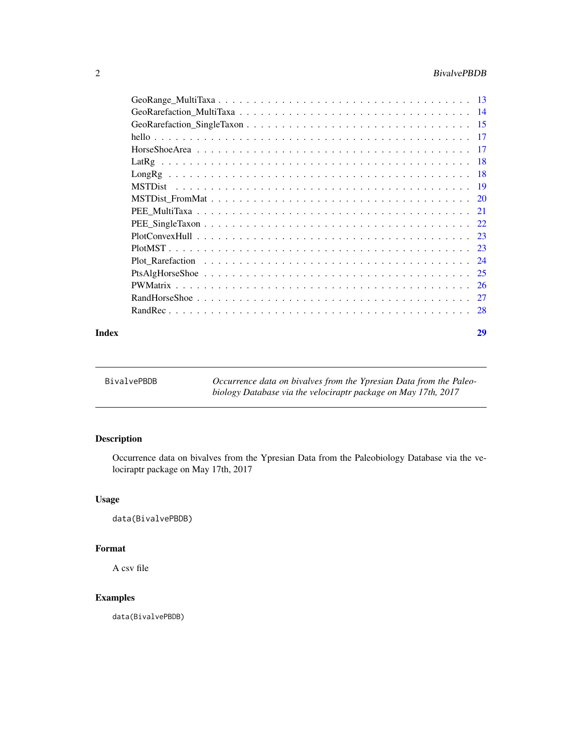GeoRange_MultiTaxa . . . . . . . . . . . . . . . . . . . . . . . . . . . . . . . . . . . 13
GeoRarefaction_MultiTaxa . . . . . . . . . . . . . . . . . . . . . . . . . . . . . . . . 14
GeoRarefaction_SingleTaxon . . . . . . . . . . . . . . . . . . . . . . . . . . . . . . . 15
hello . . . . . . . . . . . . . . . . . . . . . . . . . . . . . . . . . . . . . . . . . . 17
HorseShoeArea . . . . . . . . . . . . . . . . . . . . . . . . . . . . . . . . . . . . . . 17
LatRg . . . . . . . . . . . . . . . . . . . . . . . . . . . . . . . . . . . . . . . . . . 18
LongRg . . . . . . . . . . . . . . . . . . . . . . . . . . . . . . . . . . . . . . . . . 18
MSTDist . . . . . . . . . . . . . . . . . . . . . . . . . . . . . . . . . . . . . . . . . 19
MSTDist_FromMat . . . . . . . . . . . . . . . . . . . . . . . . . . . . . . . . . . . . 20
PEE_MultiTaxa . . . . . . . . . . . . . . . . . . . . . . . . . . . . . . . . . . . . . 21
PEE_SingleTaxon . . . . . . . . . . . . . . . . . . . . . . . . . . . . . . . . . . . . 22
PlotConvexHull . . . . . . . . . . . . . . . . . . . . . . . . . . . . . . . . . . . . . 23
PlotMST . . . . . . . . . . . . . . . . . . . . . . . . . . . . . . . . . . . . . . . . . 23
Plot_Rarefaction . . . . . . . . . . . . . . . . . . . . . . . . . . . . . . . . . . . . 24
PtsAlgHorseShoe . . . . . . . . . . . . . . . . . . . . . . . . . . . . . . . . . . . . 25
PWMatrix . . . . . . . . . . . . . . . . . . . . . . . . . . . . . . . . . . . . . . . . 26
RandHorseShoe . . . . . . . . . . . . . . . . . . . . . . . . . . . . . . . . . . . . . 27
RandRec . . . . . . . . . . . . . . . . . . . . . . . . . . . . . . . . . . . . . . . . . 28

**Index** **29**

---

`BivalvePBDB` *Occurrence data on bivalves from the Ypresian Data from the Paleobiology Database via the velociraptr package on May 17th, 2017*

---

## Description

Occurrence data on bivalves from the Ypresian Data from the Paleobiology Database via the velociraptr package on May 17th, 2017

## Usage

```
data(BivalvePBDB)
```

## Format

A csv file

## Examples

```
data(BivalvePBDB)
```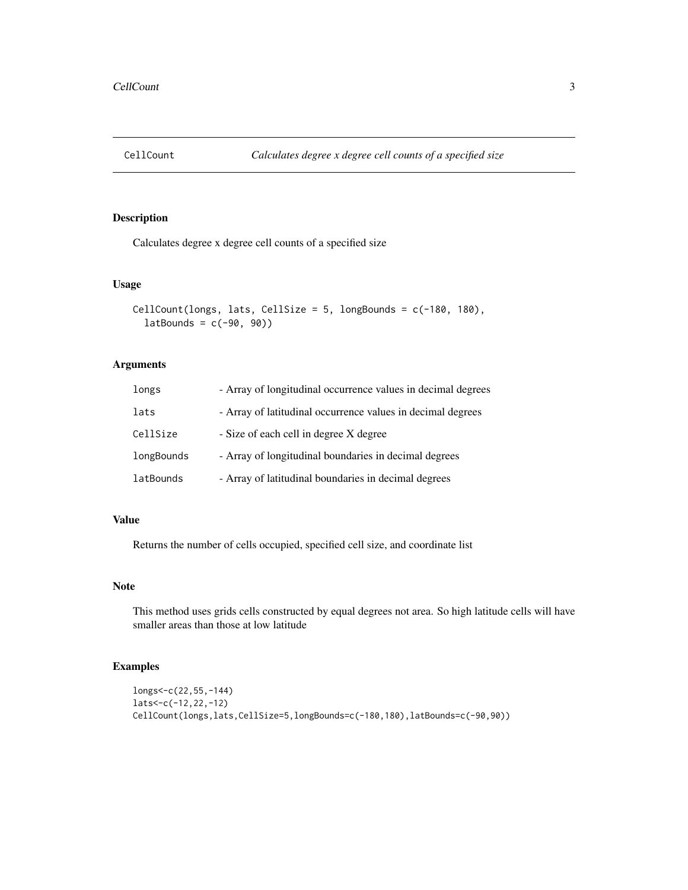# CellCount *Calculates degree x degree cell counts of a specified size*

## Description

Calculates degree x degree cell counts of a specified size

## Usage

```
CellCount(longs, lats, CellSize = 5, longBounds = c(-180, 180),
  latBounds = c(-90, 90))
```

## Arguments

| | |
|---|---|
| longs | - Array of longitudinal occurrence values in decimal degrees |
| lats | - Array of latitudinal occurrence values in decimal degrees |
| CellSize | - Size of each cell in degree X degree |
| longBounds | - Array of longitudinal boundaries in decimal degrees |
| latBounds | - Array of latitudinal boundaries in decimal degrees |

## Value

Returns the number of cells occupied, specified cell size, and coordinate list

## Note

This method uses grids cells constructed by equal degrees not area. So high latitude cells will have smaller areas than those at low latitude

## Examples

```
longs<-c(22,55,-144)
lats<-c(-12,22,-12)
CellCount(longs,lats,CellSize=5,longBounds=c(-180,180),latBounds=c(-90,90))
```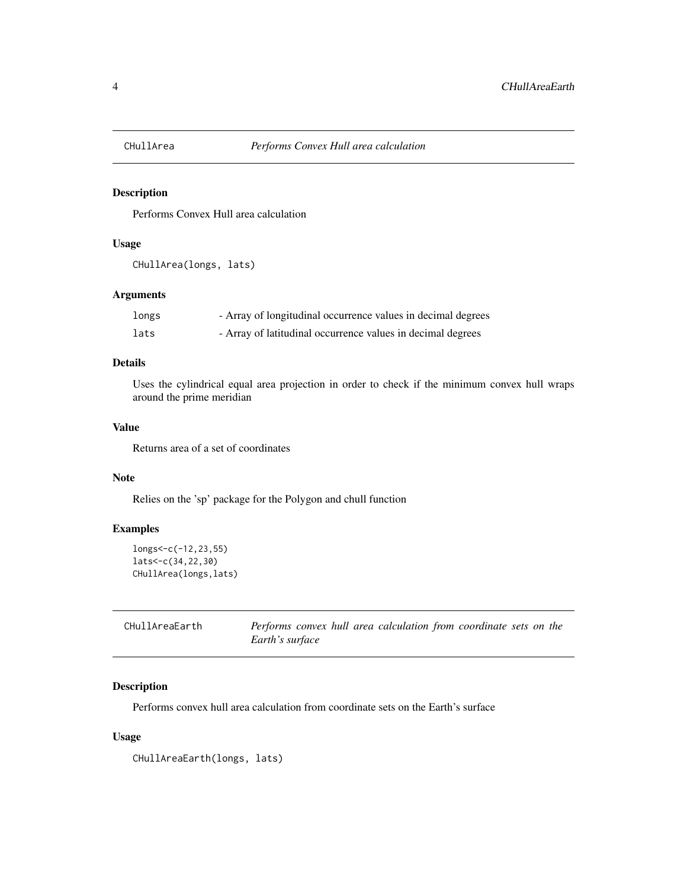## CHullArea — *Performs Convex Hull area calculation*

### Description

Performs Convex Hull area calculation

### Usage

```
CHullArea(longs, lats)
```

### Arguments

| | |
|---|---|
| longs | - Array of longitudinal occurrence values in decimal degrees |
| lats | - Array of latitudinal occurrence values in decimal degrees |

### Details

Uses the cylindrical equal area projection in order to check if the minimum convex hull wraps around the prime meridian

### Value

Returns area of a set of coordinates

### Note

Relies on the 'sp' package for the Polygon and chull function

### Examples

```
longs<-c(-12,23,55)
lats<-c(34,22,30)
CHullArea(longs,lats)
```

## CHullAreaEarth — *Performs convex hull area calculation from coordinate sets on the Earth's surface*

### Description

Performs convex hull area calculation from coordinate sets on the Earth's surface

### Usage

```
CHullAreaEarth(longs, lats)
```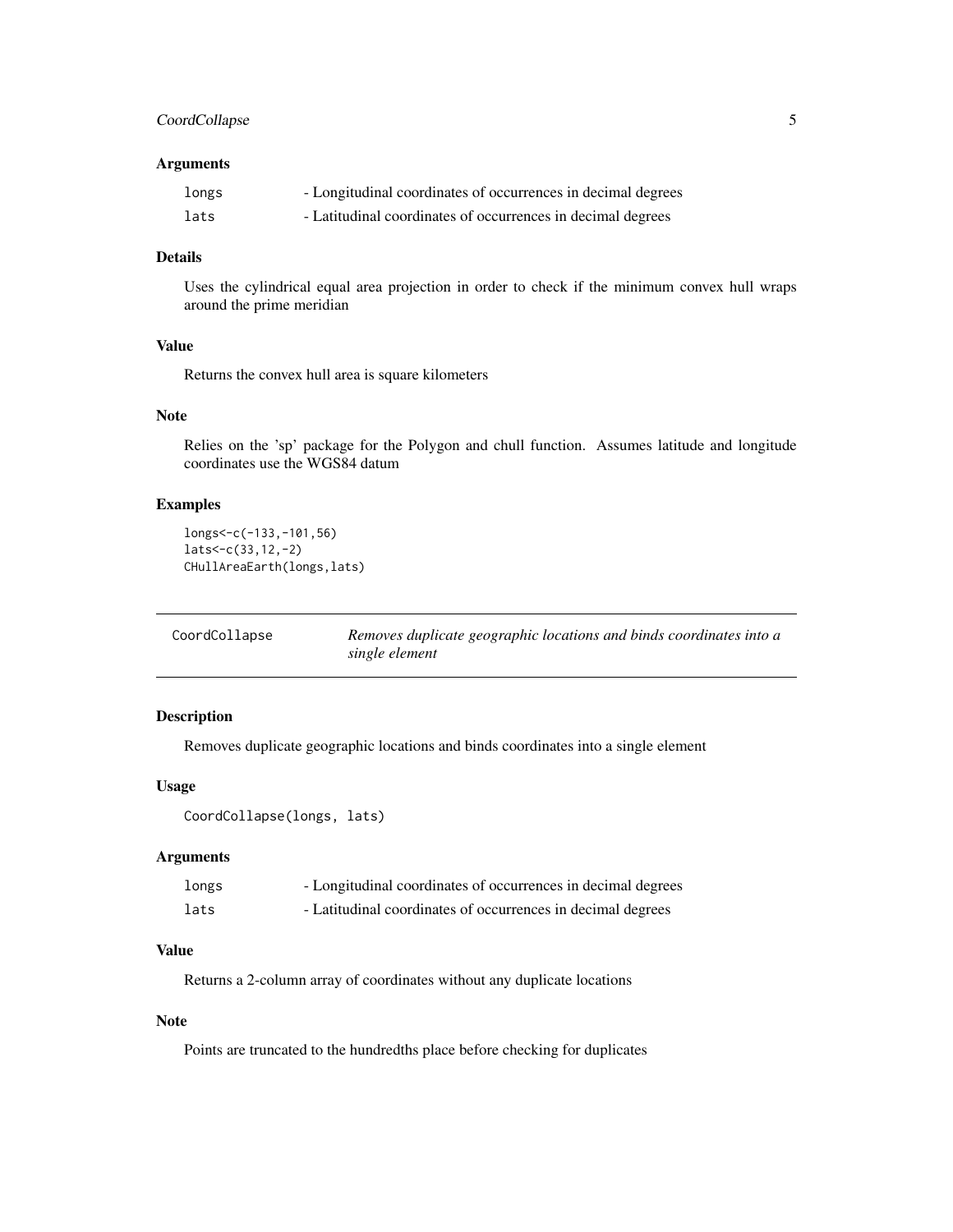### Arguments

| | |
|---|---|
| `longs` | - Longitudinal coordinates of occurrences in decimal degrees |
| `lats` | - Latitudinal coordinates of occurrences in decimal degrees |

### Details

Uses the cylindrical equal area projection in order to check if the minimum convex hull wraps around the prime meridian

### Value

Returns the convex hull area is square kilometers

### Note

Relies on the 'sp' package for the Polygon and chull function. Assumes latitude and longitude coordinates use the WGS84 datum

### Examples

```
longs<-c(-133,-101,56)
lats<-c(33,12,-2)
CHullAreaEarth(longs,lats)
```

---

## CoordCollapse *Removes duplicate geographic locations and binds coordinates into a single element*

---

### Description

Removes duplicate geographic locations and binds coordinates into a single element

### Usage

```
CoordCollapse(longs, lats)
```

### Arguments

| | |
|---|---|
| `longs` | - Longitudinal coordinates of occurrences in decimal degrees |
| `lats` | - Latitudinal coordinates of occurrences in decimal degrees |

### Value

Returns a 2-column array of coordinates without any duplicate locations

### Note

Points are truncated to the hundredths place before checking for duplicates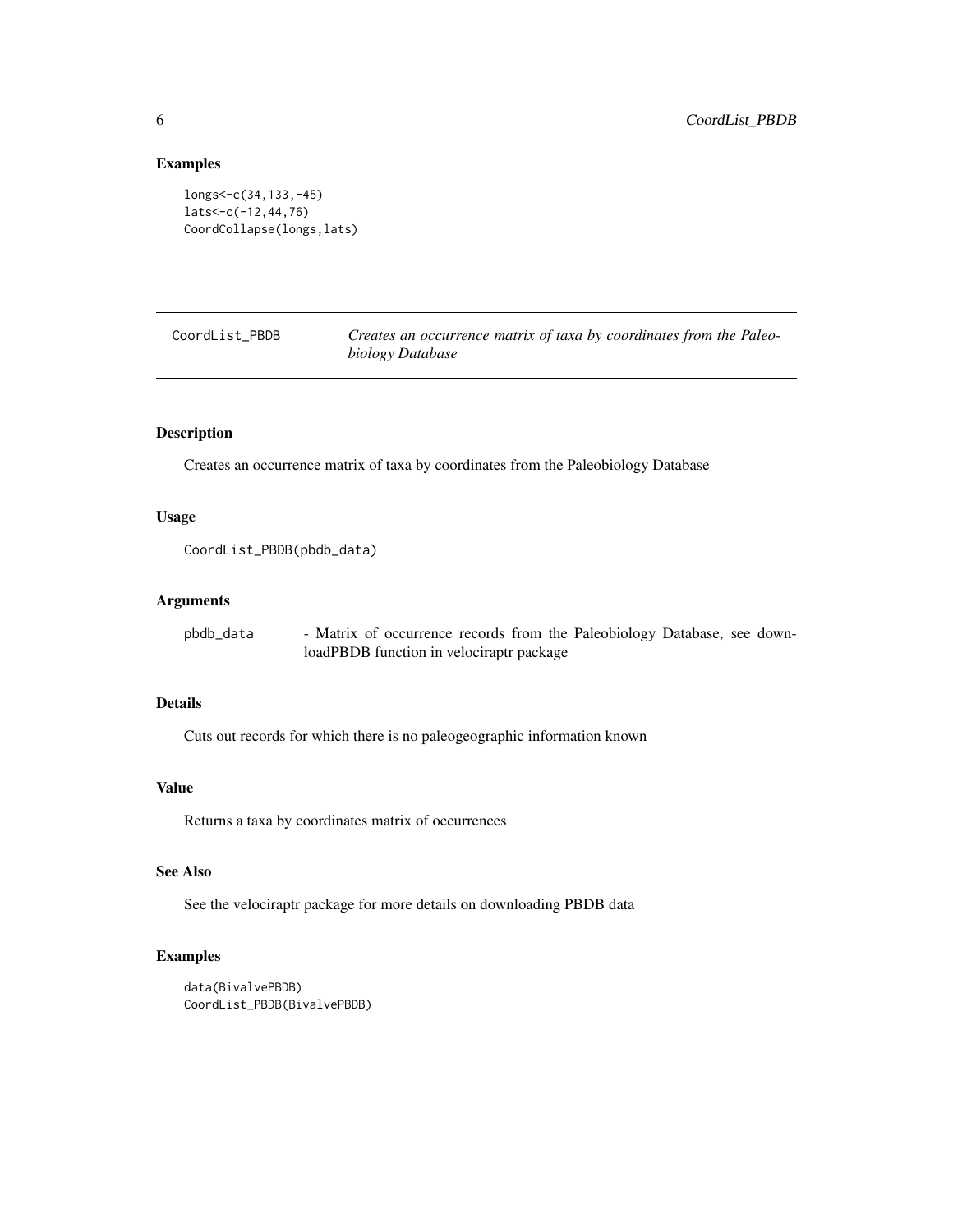## Examples

```
longs<-c(34,133,-45)
lats<-c(-12,44,76)
CoordCollapse(longs,lats)
```

---

# CoordList_PBDB — *Creates an occurrence matrix of taxa by coordinates from the Paleobiology Database*

---

## Description

Creates an occurrence matrix of taxa by coordinates from the Paleobiology Database

## Usage

```
CoordList_PBDB(pbdb_data)
```

## Arguments

| | |
|---|---|
| pbdb_data | - Matrix of occurrence records from the Paleobiology Database, see downloadPBDB function in velociraptr package |

## Details

Cuts out records for which there is no paleogeographic information known

## Value

Returns a taxa by coordinates matrix of occurrences

## See Also

See the velociraptr package for more details on downloading PBDB data

## Examples

```
data(BivalvePBDB)
CoordList_PBDB(BivalvePBDB)
```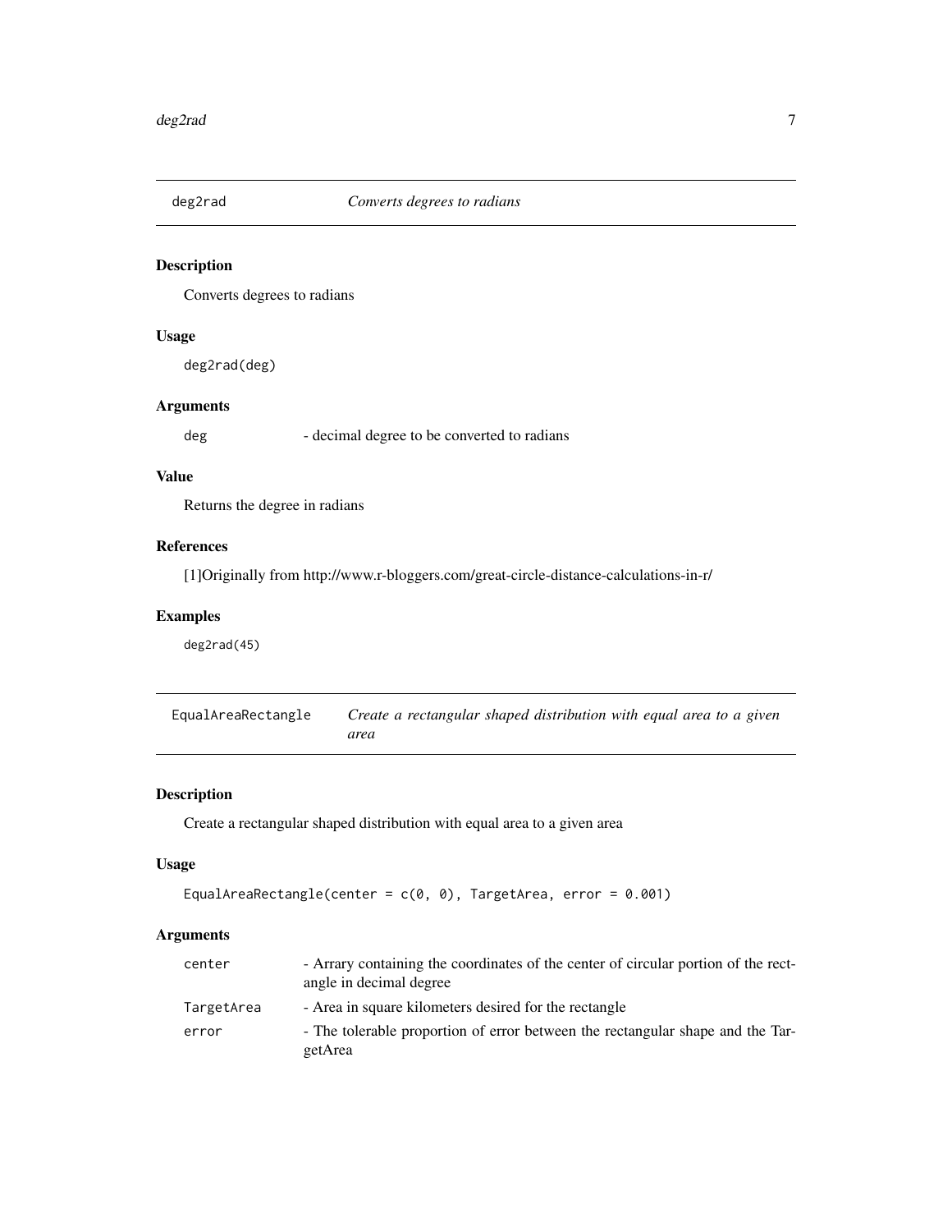## deg2rad — *Converts degrees to radians*

### Description

Converts degrees to radians

### Usage

```
deg2rad(deg)
```

### Arguments

| | |
|---|---|
| deg | - decimal degree to be converted to radians |

### Value

Returns the degree in radians

### References

[1]Originally from http://www.r-bloggers.com/great-circle-distance-calculations-in-r/

### Examples

```
deg2rad(45)
```

## EqualAreaRectangle — *Create a rectangular shaped distribution with equal area to a given area*

### Description

Create a rectangular shaped distribution with equal area to a given area

### Usage

```
EqualAreaRectangle(center = c(0, 0), TargetArea, error = 0.001)
```

### Arguments

| | |
|---|---|
| center | - Arrary containing the coordinates of the center of circular portion of the rectangle in decimal degree |
| TargetArea | - Area in square kilometers desired for the rectangle |
| error | - The tolerable proportion of error between the rectangular shape and the TargetArea |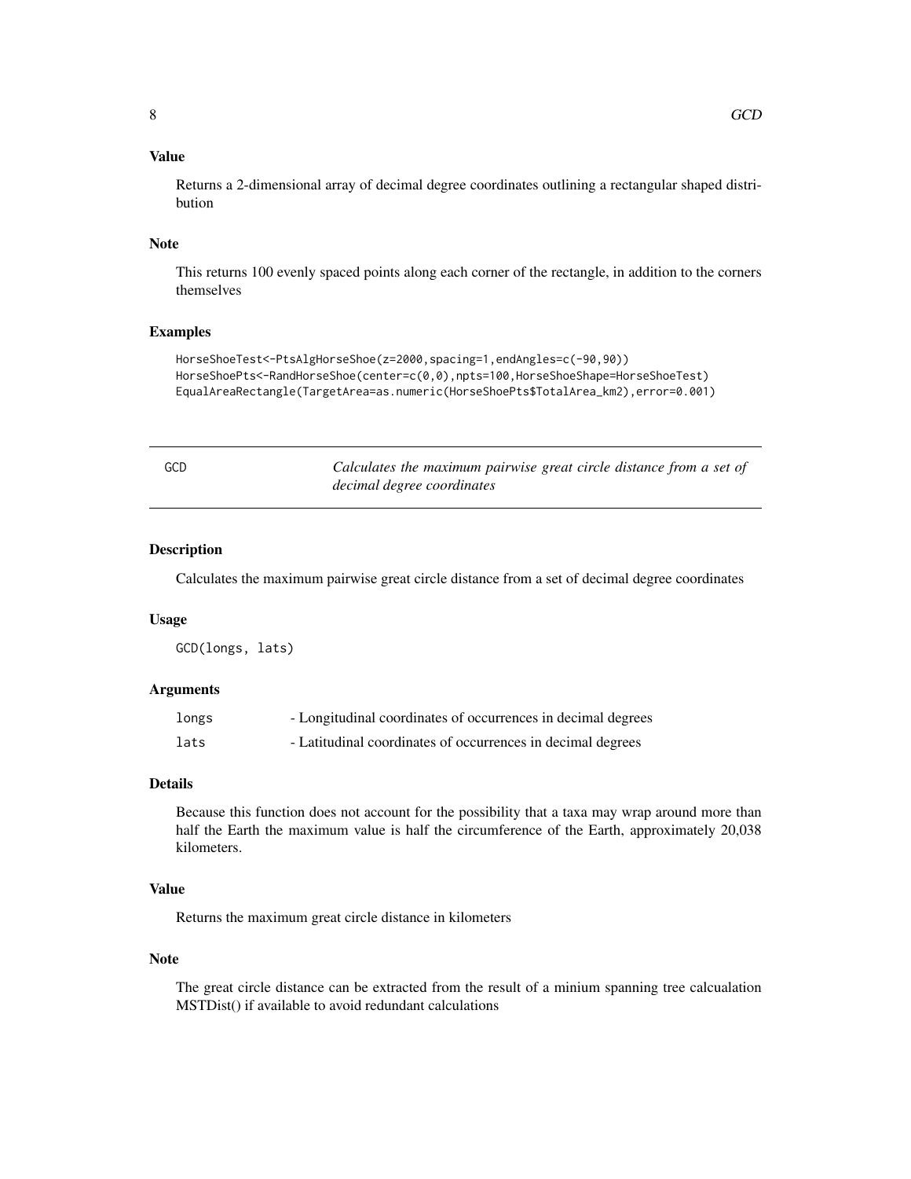### Value

Returns a 2-dimensional array of decimal degree coordinates outlining a rectangular shaped distribution

### Note

This returns 100 evenly spaced points along each corner of the rectangle, in addition to the corners themselves

### Examples

```
HorseShoeTest<-PtsAlgHorseShoe(z=2000,spacing=1,endAngles=c(-90,90))
HorseShoePts<-RandHorseShoe(center=c(0,0),npts=100,HorseShoeShape=HorseShoeTest)
EqualAreaRectangle(TargetArea=as.numeric(HorseShoePts$TotalArea_km2),error=0.001)
```

---

## GCD — *Calculates the maximum pairwise great circle distance from a set of decimal degree coordinates*

### Description

Calculates the maximum pairwise great circle distance from a set of decimal degree coordinates

### Usage

```
GCD(longs, lats)
```

### Arguments

| | |
|---|---|
| longs | - Longitudinal coordinates of occurrences in decimal degrees |
| lats | - Latitudinal coordinates of occurrences in decimal degrees |

### Details

Because this function does not account for the possibility that a taxa may wrap around more than half the Earth the maximum value is half the circumference of the Earth, approximately 20,038 kilometers.

### Value

Returns the maximum great circle distance in kilometers

### Note

The great circle distance can be extracted from the result of a minium spanning tree calcualation MSTDist() if available to avoid redundant calculations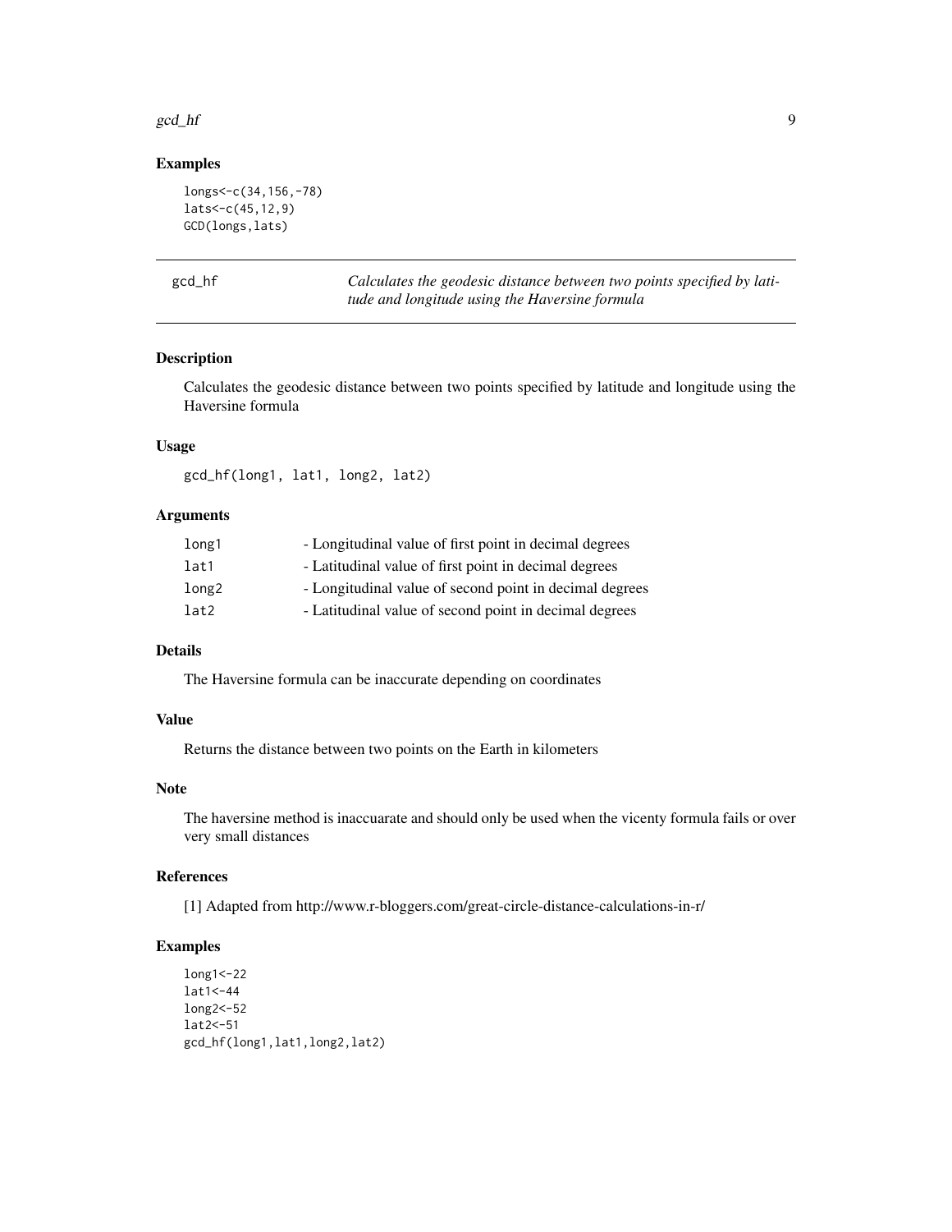### Examples

```
longs<-c(34,156,-78)
lats<-c(45,12,9)
GCD(longs,lats)
```

---

## gcd_hf — *Calculates the geodesic distance between two points specified by latitude and longitude using the Haversine formula*

---

### Description

Calculates the geodesic distance between two points specified by latitude and longitude using the Haversine formula

### Usage

```
gcd_hf(long1, lat1, long2, lat2)
```

### Arguments

| | |
|---|---|
| long1 | - Longitudinal value of first point in decimal degrees |
| lat1 | - Latitudinal value of first point in decimal degrees |
| long2 | - Longitudinal value of second point in decimal degrees |
| lat2 | - Latitudinal value of second point in decimal degrees |

### Details

The Haversine formula can be inaccurate depending on coordinates

### Value

Returns the distance between two points on the Earth in kilometers

### Note

The haversine method is inaccuarate and should only be used when the vicenty formula fails or over very small distances

### References

[1] Adapted from http://www.r-bloggers.com/great-circle-distance-calculations-in-r/

### Examples

```
long1<-22
lat1<-44
long2<-52
lat2<-51
gcd_hf(long1,lat1,long2,lat2)
```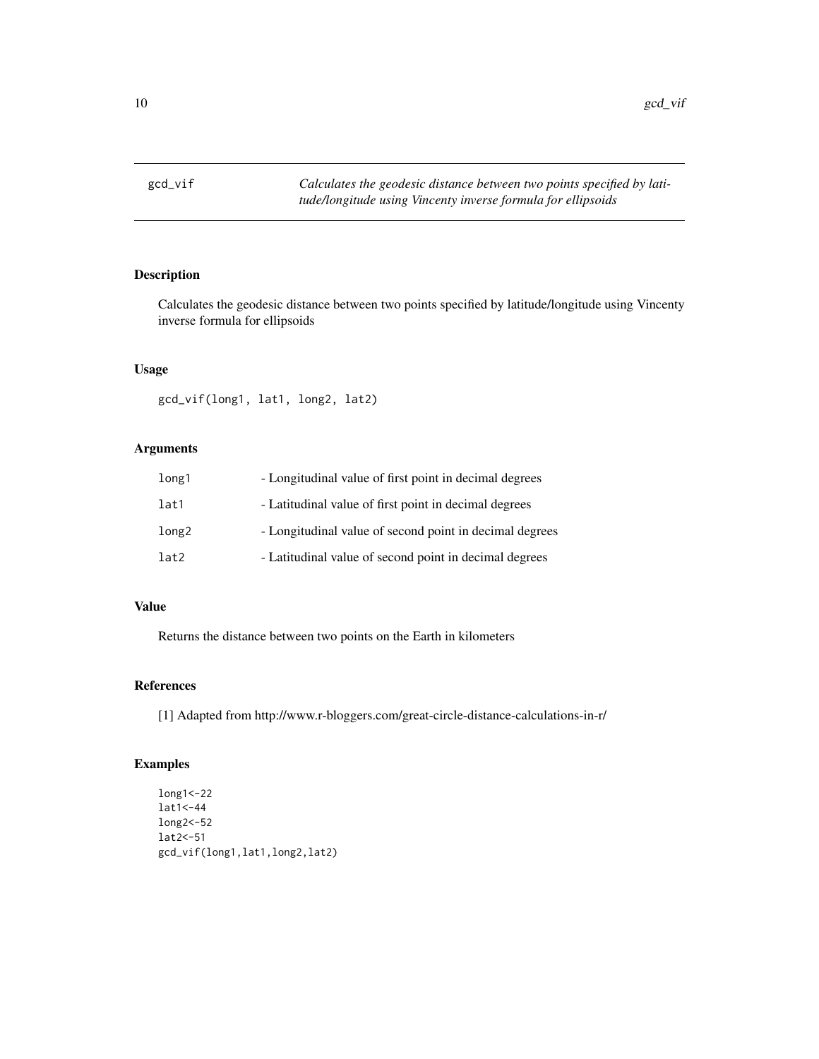# gcd_vif

*Calculates the geodesic distance between two points specified by latitude/longitude using Vincenty inverse formula for ellipsoids*

## Description

Calculates the geodesic distance between two points specified by latitude/longitude using Vincenty inverse formula for ellipsoids

## Usage

```
gcd_vif(long1, lat1, long2, lat2)
```

## Arguments

| | |
|---|---|
| long1 | - Longitudinal value of first point in decimal degrees |
| lat1 | - Latitudinal value of first point in decimal degrees |
| long2 | - Longitudinal value of second point in decimal degrees |
| lat2 | - Latitudinal value of second point in decimal degrees |

## Value

Returns the distance between two points on the Earth in kilometers

## References

[1] Adapted from http://www.r-bloggers.com/great-circle-distance-calculations-in-r/

## Examples

```
long1<-22
lat1<-44
long2<-52
lat2<-51
gcd_vif(long1,lat1,long2,lat2)
```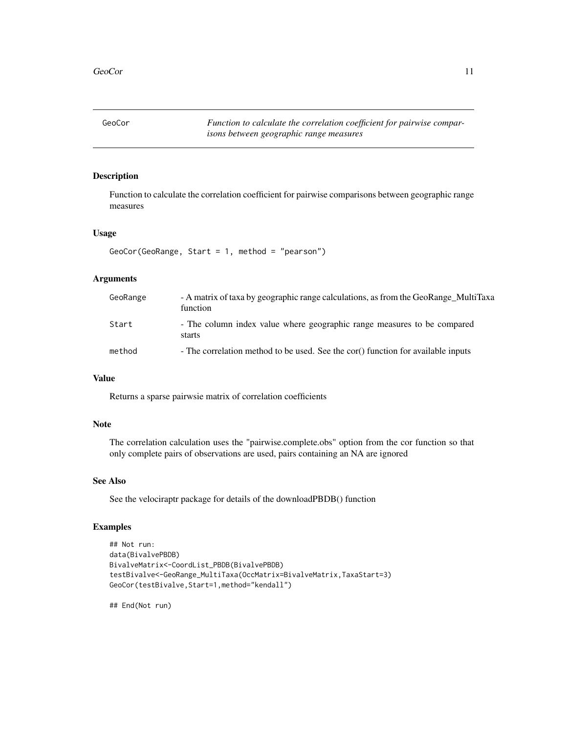## GeoCor *Function to calculate the correlation coefficient for pairwise comparisons between geographic range measures*

### Description

Function to calculate the correlation coefficient for pairwise comparisons between geographic range measures

### Usage

```
GeoCor(GeoRange, Start = 1, method = "pearson")
```

### Arguments

| | |
|---|---|
| GeoRange | - A matrix of taxa by geographic range calculations, as from the GeoRange_MultiTaxa function |
| Start | - The column index value where geographic range measures to be compared starts |
| method | - The correlation method to be used. See the cor() function for available inputs |

### Value

Returns a sparse pairwsie matrix of correlation coefficients

### Note

The correlation calculation uses the "pairwise.complete.obs" option from the cor function so that only complete pairs of observations are used, pairs containing an NA are ignored

### See Also

See the velociraptr package for details of the downloadPBDB() function

### Examples

```
## Not run:
data(BivalvePBDB)
BivalveMatrix<-CoordList_PBDB(BivalvePBDB)
testBivalve<-GeoRange_MultiTaxa(OccMatrix=BivalveMatrix,TaxaStart=3)
GeoCor(testBivalve,Start=1,method="kendall")

## End(Not run)
```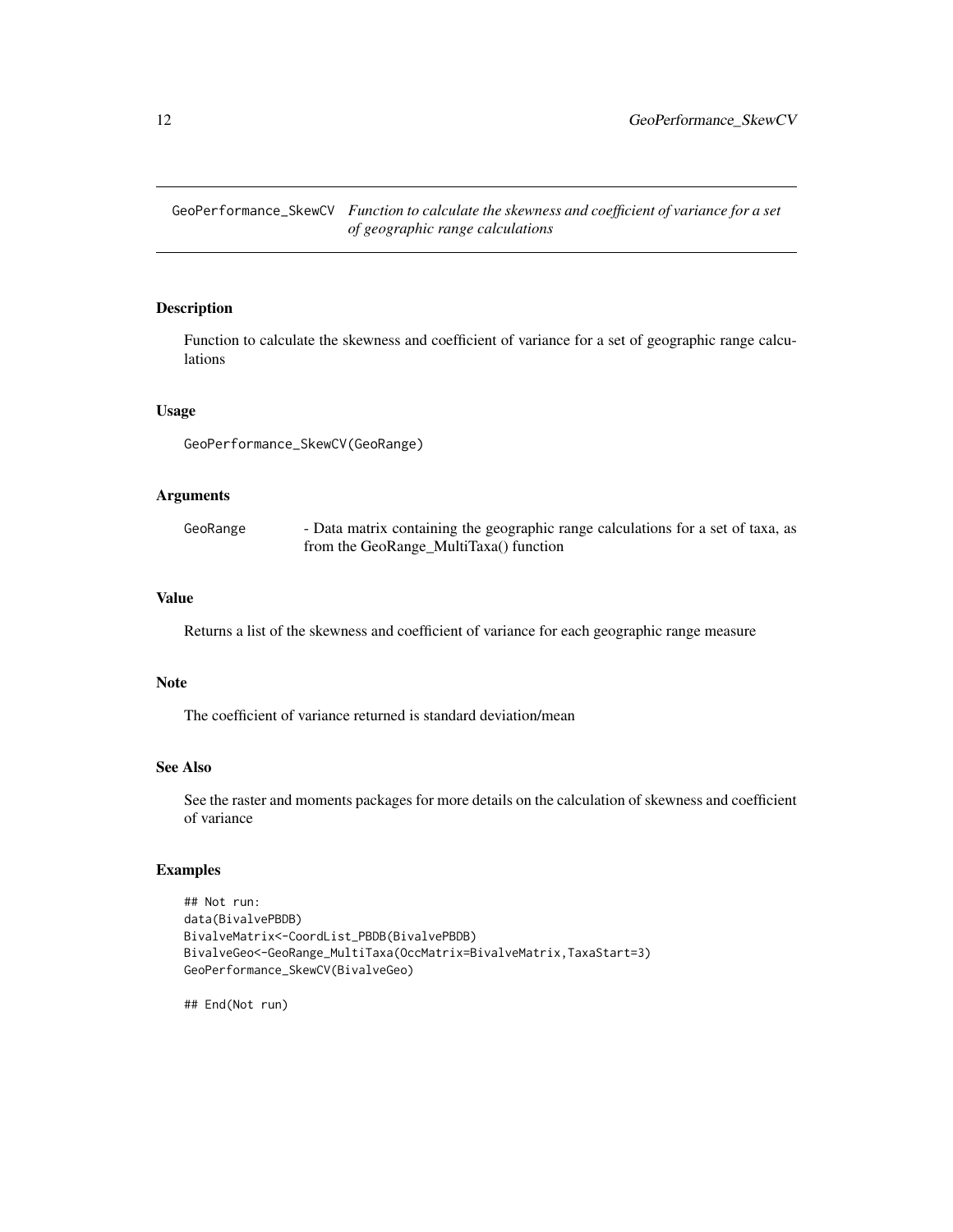# GeoPerformance_SkewCV

*Function to calculate the skewness and coefficient of variance for a set of geographic range calculations*

## Description

Function to calculate the skewness and coefficient of variance for a set of geographic range calculations

## Usage

```
GeoPerformance_SkewCV(GeoRange)
```

## Arguments

| | |
|---|---|
| GeoRange | - Data matrix containing the geographic range calculations for a set of taxa, as from the GeoRange_MultiTaxa() function |

## Value

Returns a list of the skewness and coefficient of variance for each geographic range measure

## Note

The coefficient of variance returned is standard deviation/mean

## See Also

See the raster and moments packages for more details on the calculation of skewness and coefficient of variance

## Examples

```
## Not run:
data(BivalvePBDB)
BivalveMatrix<-CoordList_PBDB(BivalvePBDB)
BivalveGeo<-GeoRange_MultiTaxa(OccMatrix=BivalveMatrix,TaxaStart=3)
GeoPerformance_SkewCV(BivalveGeo)

## End(Not run)
```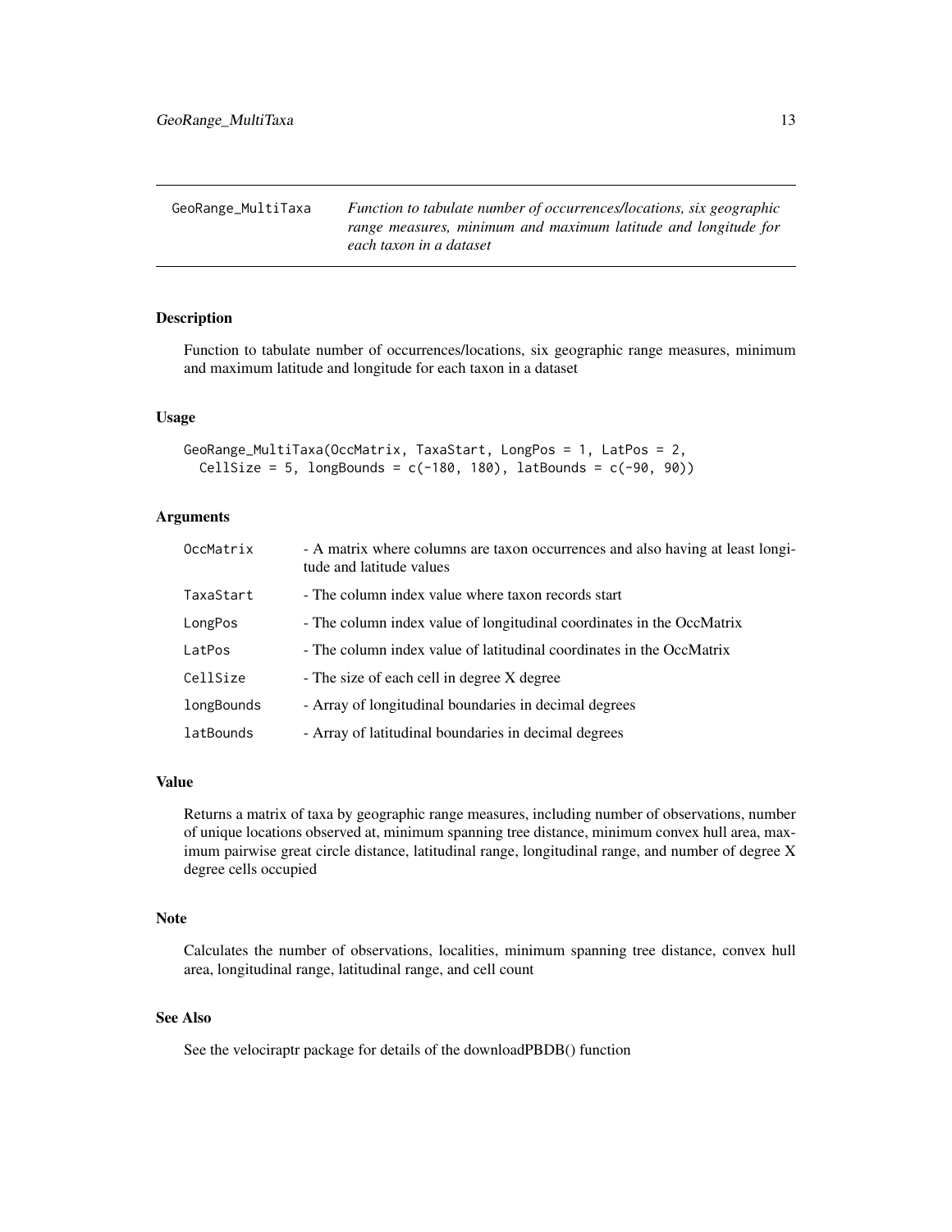# GeoRange_MultiTaxa

*Function to tabulate number of occurrences/locations, six geographic range measures, minimum and maximum latitude and longitude for each taxon in a dataset*

## Description

Function to tabulate number of occurrences/locations, six geographic range measures, minimum and maximum latitude and longitude for each taxon in a dataset

## Usage

```
GeoRange_MultiTaxa(OccMatrix, TaxaStart, LongPos = 1, LatPos = 2,
  CellSize = 5, longBounds = c(-180, 180), latBounds = c(-90, 90))
```

## Arguments

| | |
|---|---|
| OccMatrix | - A matrix where columns are taxon occurrences and also having at least longitude and latitude values |
| TaxaStart | - The column index value where taxon records start |
| LongPos | - The column index value of longitudinal coordinates in the OccMatrix |
| LatPos | - The column index value of latitudinal coordinates in the OccMatrix |
| CellSize | - The size of each cell in degree X degree |
| longBounds | - Array of longitudinal boundaries in decimal degrees |
| latBounds | - Array of latitudinal boundaries in decimal degrees |

## Value

Returns a matrix of taxa by geographic range measures, including number of observations, number of unique locations observed at, minimum spanning tree distance, minimum convex hull area, maximum pairwise great circle distance, latitudinal range, longitudinal range, and number of degree X degree cells occupied

## Note

Calculates the number of observations, localities, minimum spanning tree distance, convex hull area, longitudinal range, latitudinal range, and cell count

## See Also

See the velociraptr package for details of the downloadPBDB() function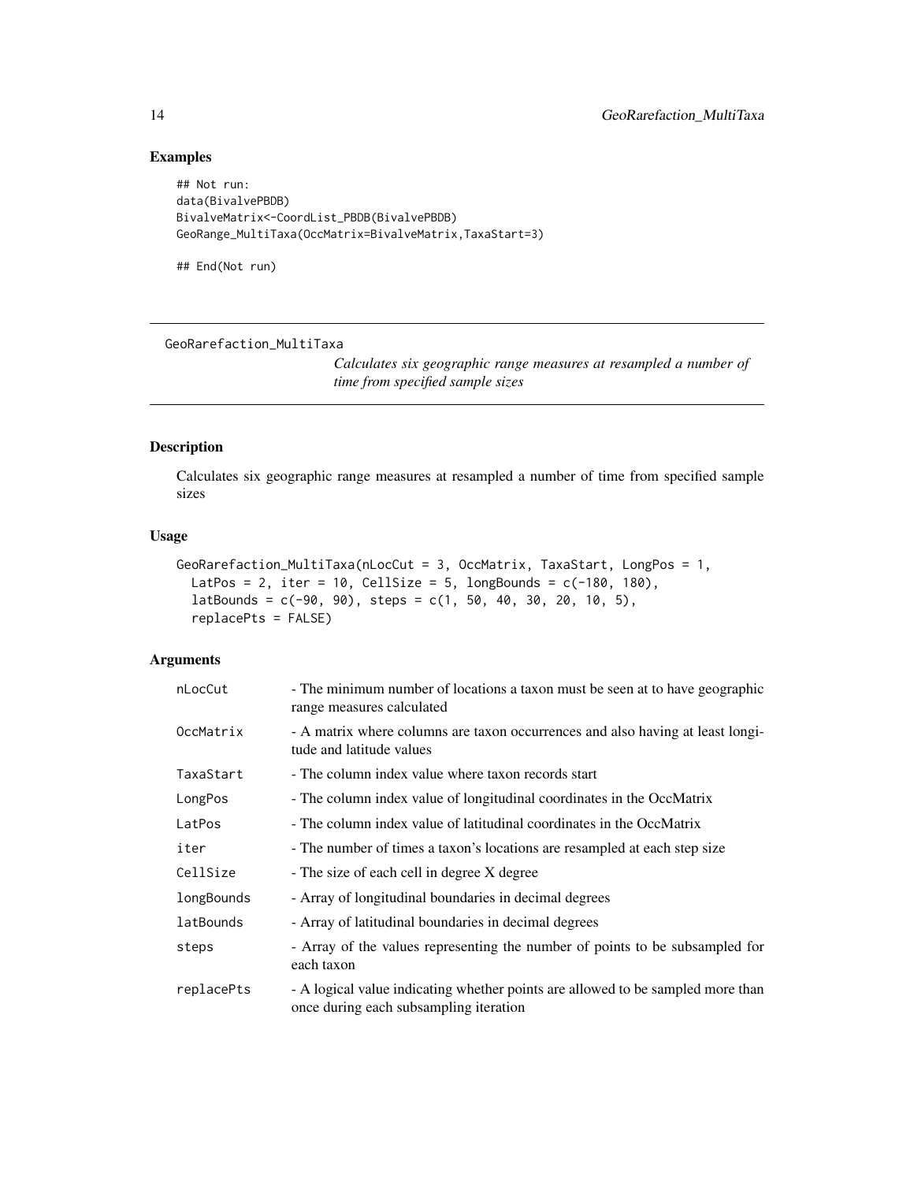## Examples

```
## Not run:
data(BivalvePBDB)
BivalveMatrix<-CoordList_PBDB(BivalvePBDB)
GeoRange_MultiTaxa(OccMatrix=BivalveMatrix,TaxaStart=3)

## End(Not run)
```

---

GeoRarefaction_MultiTaxa

*Calculates six geographic range measures at resampled a number of time from specified sample sizes*

---

## Description

Calculates six geographic range measures at resampled a number of time from specified sample sizes

## Usage

```
GeoRarefaction_MultiTaxa(nLocCut = 3, OccMatrix, TaxaStart, LongPos = 1,
  LatPos = 2, iter = 10, CellSize = 5, longBounds = c(-180, 180),
  latBounds = c(-90, 90), steps = c(1, 50, 40, 30, 20, 10, 5),
  replacePts = FALSE)
```

## Arguments

| | |
|---|---|
| nLocCut | - The minimum number of locations a taxon must be seen at to have geographic range measures calculated |
| OccMatrix | - A matrix where columns are taxon occurrences and also having at least longitude and latitude values |
| TaxaStart | - The column index value where taxon records start |
| LongPos | - The column index value of longitudinal coordinates in the OccMatrix |
| LatPos | - The column index value of latitudinal coordinates in the OccMatrix |
| iter | - The number of times a taxon's locations are resampled at each step size |
| CellSize | - The size of each cell in degree X degree |
| longBounds | - Array of longitudinal boundaries in decimal degrees |
| latBounds | - Array of latitudinal boundaries in decimal degrees |
| steps | - Array of the values representing the number of points to be subsampled for each taxon |
| replacePts | - A logical value indicating whether points are allowed to be sampled more than once during each subsampling iteration |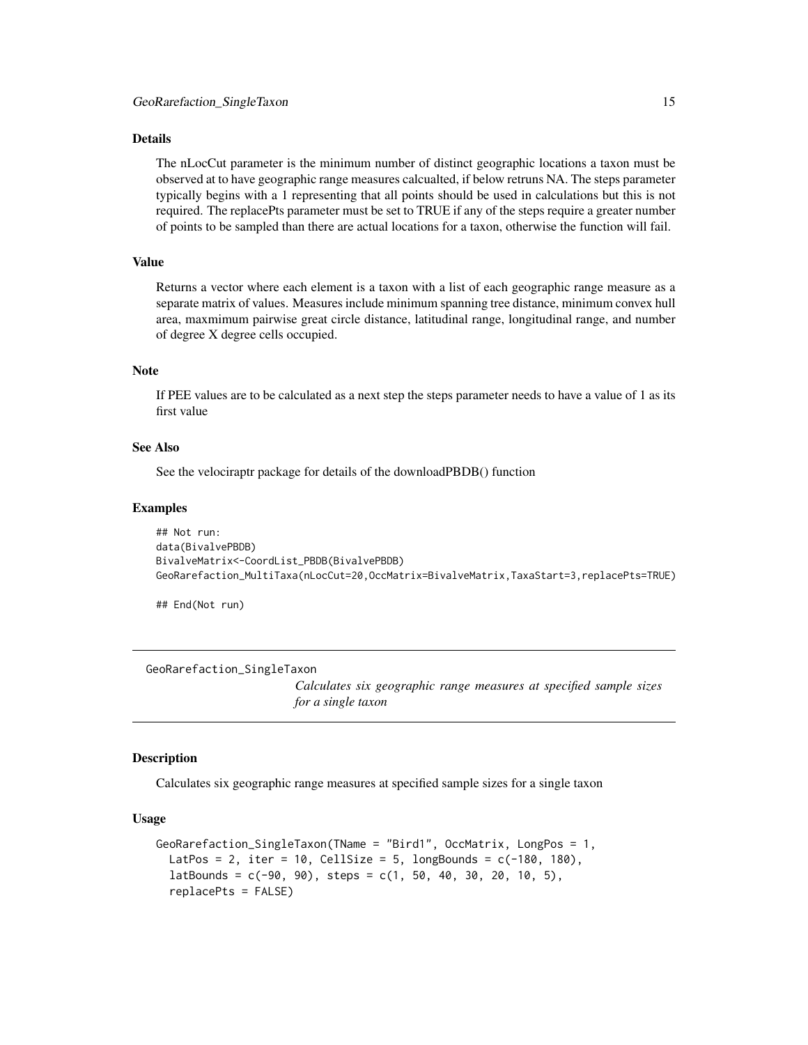### Details

The nLocCut parameter is the minimum number of distinct geographic locations a taxon must be observed at to have geographic range measures calcualted, if below retruns NA. The steps parameter typically begins with a 1 representing that all points should be used in calculations but this is not required. The replacePts parameter must be set to TRUE if any of the steps require a greater number of points to be sampled than there are actual locations for a taxon, otherwise the function will fail.

### Value

Returns a vector where each element is a taxon with a list of each geographic range measure as a separate matrix of values. Measures include minimum spanning tree distance, minimum convex hull area, maxmimum pairwise great circle distance, latitudinal range, longitudinal range, and number of degree X degree cells occupied.

### Note

If PEE values are to be calculated as a next step the steps parameter needs to have a value of 1 as its first value

### See Also

See the velociraptr package for details of the downloadPBDB() function

### Examples

```
## Not run:
data(BivalvePBDB)
BivalveMatrix<-CoordList_PBDB(BivalvePBDB)
GeoRarefaction_MultiTaxa(nLocCut=20,OccMatrix=BivalveMatrix,TaxaStart=3,replacePts=TRUE)

## End(Not run)
```

---

## GeoRarefaction_SingleTaxon

*Calculates six geographic range measures at specified sample sizes for a single taxon*

### Description

Calculates six geographic range measures at specified sample sizes for a single taxon

### Usage

```
GeoRarefaction_SingleTaxon(TName = "Bird1", OccMatrix, LongPos = 1,
  LatPos = 2, iter = 10, CellSize = 5, longBounds = c(-180, 180),
  latBounds = c(-90, 90), steps = c(1, 50, 40, 30, 20, 10, 5),
  replacePts = FALSE)
```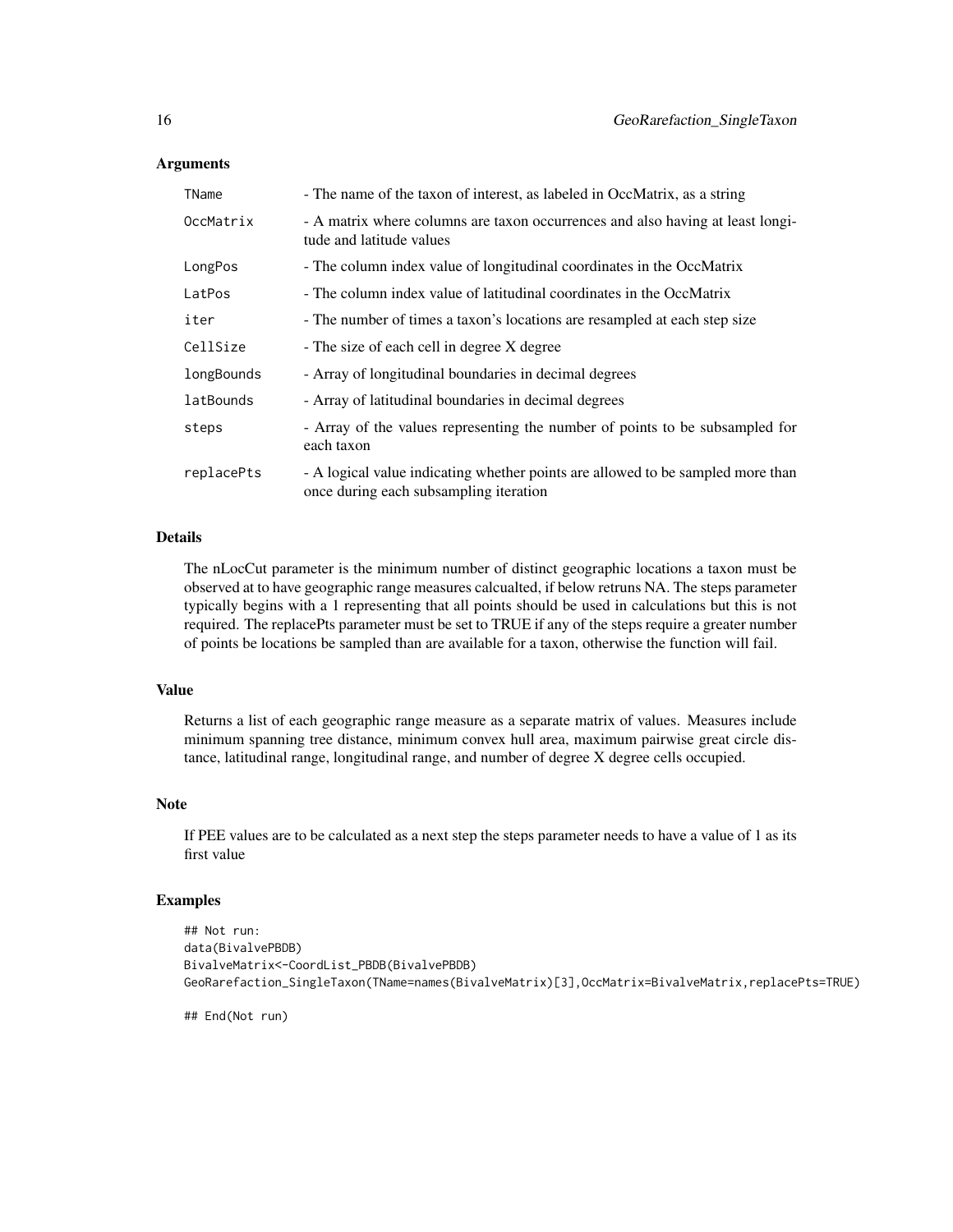### Arguments

| | |
|---|---|
| TName | - The name of the taxon of interest, as labeled in OccMatrix, as a string |
| OccMatrix | - A matrix where columns are taxon occurrences and also having at least longitude and latitude values |
| LongPos | - The column index value of longitudinal coordinates in the OccMatrix |
| LatPos | - The column index value of latitudinal coordinates in the OccMatrix |
| iter | - The number of times a taxon's locations are resampled at each step size |
| CellSize | - The size of each cell in degree X degree |
| longBounds | - Array of longitudinal boundaries in decimal degrees |
| latBounds | - Array of latitudinal boundaries in decimal degrees |
| steps | - Array of the values representing the number of points to be subsampled for each taxon |
| replacePts | - A logical value indicating whether points are allowed to be sampled more than once during each subsampling iteration |

### Details

The nLocCut parameter is the minimum number of distinct geographic locations a taxon must be observed at to have geographic range measures calcualted, if below retruns NA. The steps parameter typically begins with a 1 representing that all points should be used in calculations but this is not required. The replacePts parameter must be set to TRUE if any of the steps require a greater number of points be locations be sampled than are available for a taxon, otherwise the function will fail.

### Value

Returns a list of each geographic range measure as a separate matrix of values. Measures include minimum spanning tree distance, minimum convex hull area, maximum pairwise great circle distance, latitudinal range, longitudinal range, and number of degree X degree cells occupied.

### Note

If PEE values are to be calculated as a next step the steps parameter needs to have a value of 1 as its first value

### Examples

```
## Not run:
data(BivalvePBDB)
BivalveMatrix<-CoordList_PBDB(BivalvePBDB)
GeoRarefaction_SingleTaxon(TName=names(BivalveMatrix)[3],OccMatrix=BivalveMatrix,replacePts=TRUE)

## End(Not run)
```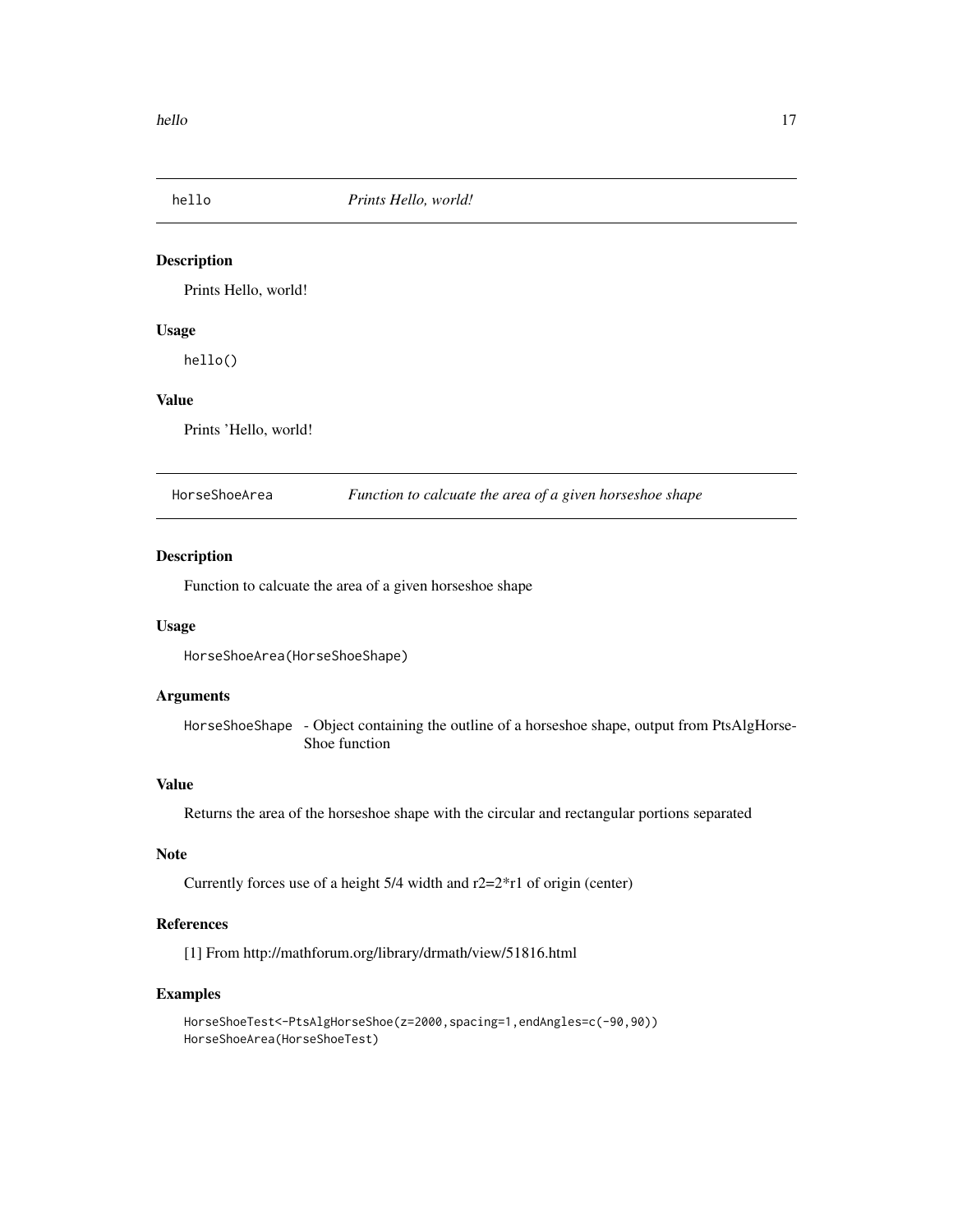## hello — *Prints Hello, world!*

### Description

Prints Hello, world!

### Usage

```
hello()
```

### Value

Prints 'Hello, world!

## HorseShoeArea — *Function to calcuate the area of a given horseshoe shape*

### Description

Function to calcuate the area of a given horseshoe shape

### Usage

```
HorseShoeArea(HorseShoeShape)
```

### Arguments

| | |
|---|---|
| `HorseShoeShape` | - Object containing the outline of a horseshoe shape, output from PtsAlgHorseShoe function |

### Value

Returns the area of the horseshoe shape with the circular and rectangular portions separated

### Note

Currently forces use of a height 5/4 width and r2=2*r1 of origin (center)

### References

[1] From http://mathforum.org/library/drmath/view/51816.html

### Examples

```
HorseShoeTest<-PtsAlgHorseShoe(z=2000,spacing=1,endAngles=c(-90,90))
HorseShoeArea(HorseShoeTest)
```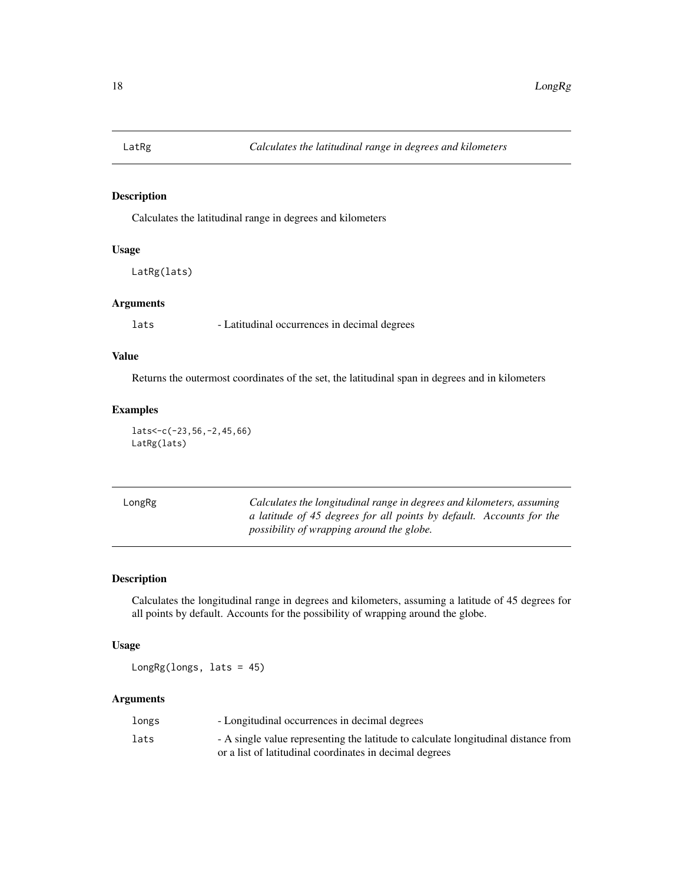## LatRg — *Calculates the latitudinal range in degrees and kilometers*

### Description

Calculates the latitudinal range in degrees and kilometers

### Usage

```
LatRg(lats)
```

### Arguments

| | |
|---|---|
| lats | - Latitudinal occurrences in decimal degrees |

### Value

Returns the outermost coordinates of the set, the latitudinal span in degrees and in kilometers

### Examples

```
lats<-c(-23,56,-2,45,66)
LatRg(lats)
```

## LongRg — *Calculates the longitudinal range in degrees and kilometers, assuming a latitude of 45 degrees for all points by default. Accounts for the possibility of wrapping around the globe.*

### Description

Calculates the longitudinal range in degrees and kilometers, assuming a latitude of 45 degrees for all points by default. Accounts for the possibility of wrapping around the globe.

### Usage

```
LongRg(longs, lats = 45)
```

### Arguments

| | |
|---|---|
| longs | - Longitudinal occurrences in decimal degrees |
| lats | - A single value representing the latitude to calculate longitudinal distance from or a list of latitudinal coordinates in decimal degrees |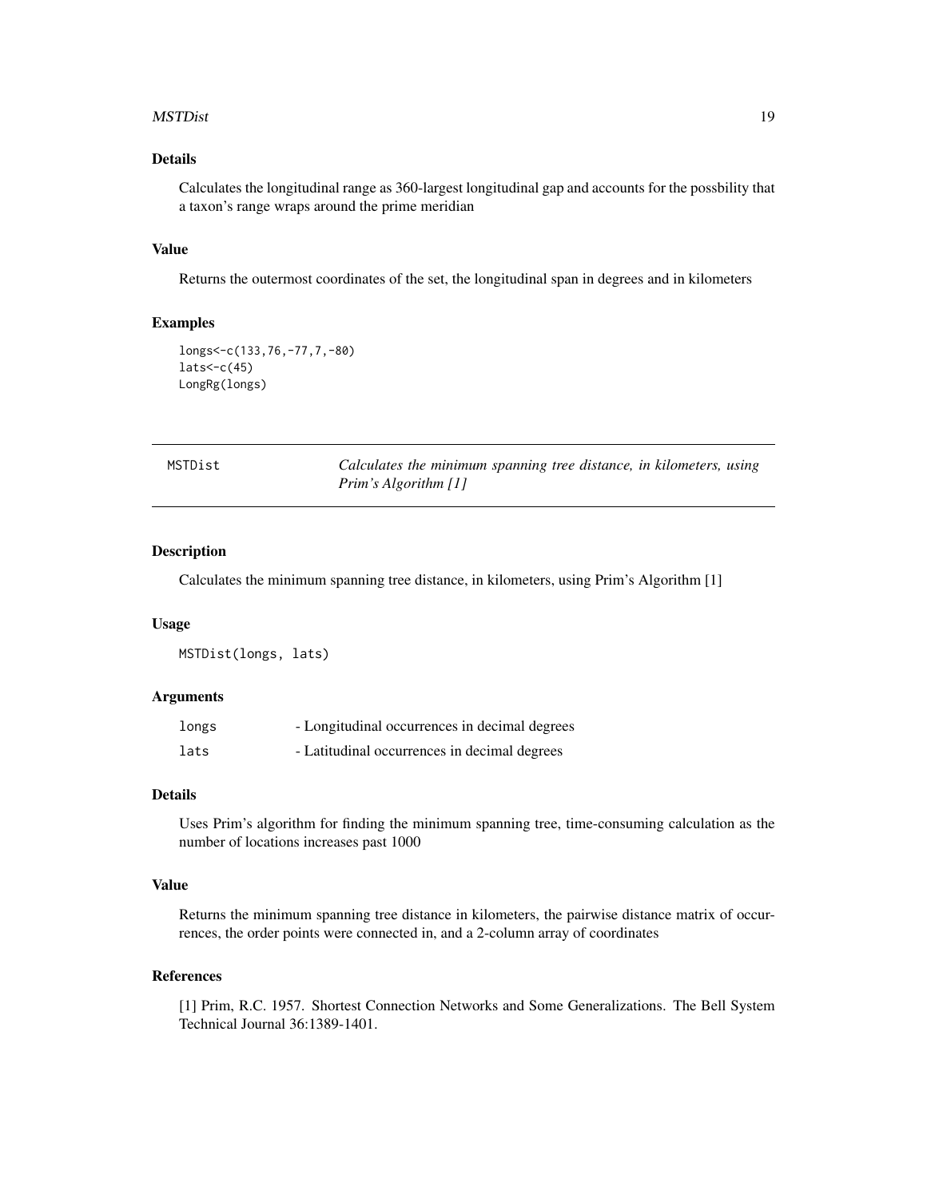### Details

Calculates the longitudinal range as 360-largest longitudinal gap and accounts for the possbility that a taxon's range wraps around the prime meridian

### Value

Returns the outermost coordinates of the set, the longitudinal span in degrees and in kilometers

### Examples

```
longs<-c(133,76,-77,7,-80)
lats<-c(45)
LongRg(longs)
```

---

## MSTDist — *Calculates the minimum spanning tree distance, in kilometers, using Prim's Algorithm [1]*

---

### Description

Calculates the minimum spanning tree distance, in kilometers, using Prim's Algorithm [1]

### Usage

```
MSTDist(longs, lats)
```

### Arguments

| | |
|---|---|
| longs | - Longitudinal occurrences in decimal degrees |
| lats | - Latitudinal occurrences in decimal degrees |

### Details

Uses Prim's algorithm for finding the minimum spanning tree, time-consuming calculation as the number of locations increases past 1000

### Value

Returns the minimum spanning tree distance in kilometers, the pairwise distance matrix of occurrences, the order points were connected in, and a 2-column array of coordinates

### References

[1] Prim, R.C. 1957. Shortest Connection Networks and Some Generalizations. The Bell System Technical Journal 36:1389-1401.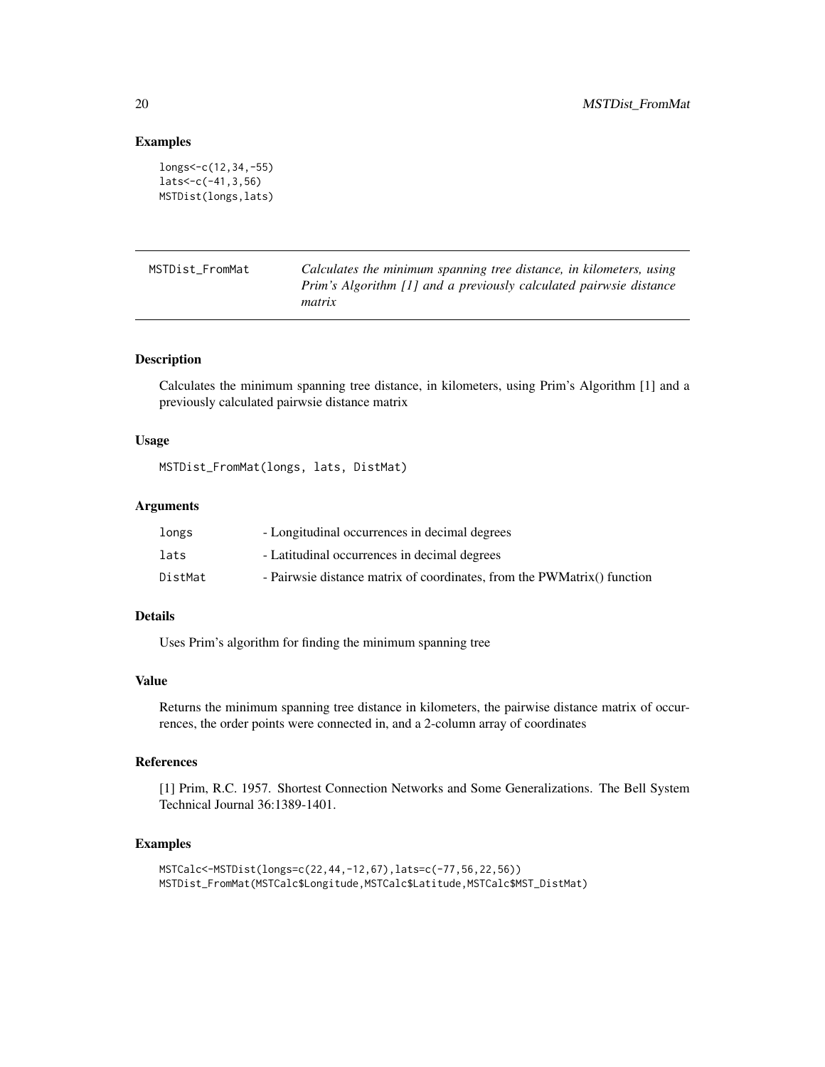## Examples

```
longs<-c(12,34,-55)
lats<-c(-41,3,56)
MSTDist(longs,lats)
```

---

# MSTDist_FromMat

*Calculates the minimum spanning tree distance, in kilometers, using Prim's Algorithm [1] and a previously calculated pairwsie distance matrix*

---

## Description

Calculates the minimum spanning tree distance, in kilometers, using Prim's Algorithm [1] and a previously calculated pairwsie distance matrix

## Usage

```
MSTDist_FromMat(longs, lats, DistMat)
```

## Arguments

| | |
|---|---|
| longs | - Longitudinal occurrences in decimal degrees |
| lats | - Latitudinal occurrences in decimal degrees |
| DistMat | - Pairwsie distance matrix of coordinates, from the PWMatrix() function |

## Details

Uses Prim's algorithm for finding the minimum spanning tree

## Value

Returns the minimum spanning tree distance in kilometers, the pairwise distance matrix of occurrences, the order points were connected in, and a 2-column array of coordinates

## References

[1] Prim, R.C. 1957. Shortest Connection Networks and Some Generalizations. The Bell System Technical Journal 36:1389-1401.

## Examples

```
MSTCalc<-MSTDist(longs=c(22,44,-12,67),lats=c(-77,56,22,56))
MSTDist_FromMat(MSTCalc$Longitude,MSTCalc$Latitude,MSTCalc$MST_DistMat)
```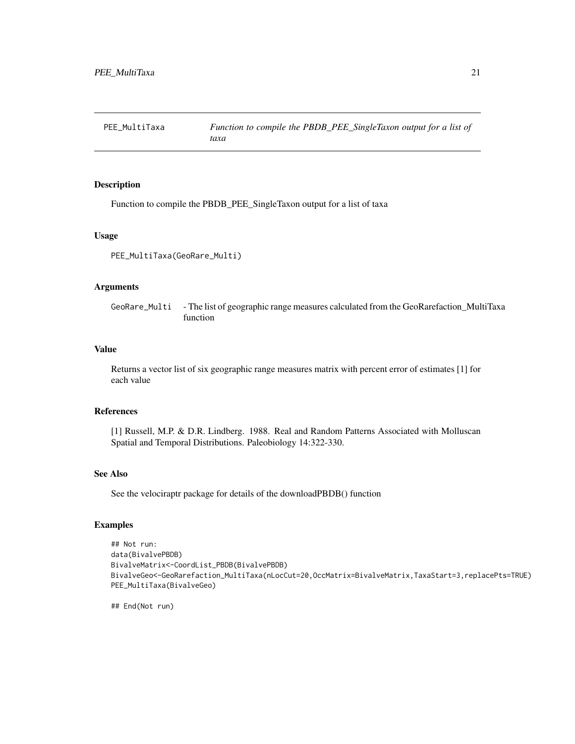## PEE_MultiTaxa — *Function to compile the PBDB_PEE_SingleTaxon output for a list of taxa*

### Description

Function to compile the PBDB_PEE_SingleTaxon output for a list of taxa

### Usage

```
PEE_MultiTaxa(GeoRare_Multi)
```

### Arguments

| | |
|---|---|
| GeoRare_Multi | - The list of geographic range measures calculated from the GeoRarefaction_MultiTaxa function |

### Value

Returns a vector list of six geographic range measures matrix with percent error of estimates [1] for each value

### References

[1] Russell, M.P. & D.R. Lindberg. 1988. Real and Random Patterns Associated with Molluscan Spatial and Temporal Distributions. Paleobiology 14:322-330.

### See Also

See the velociraptr package for details of the downloadPBDB() function

### Examples

```
## Not run:
data(BivalvePBDB)
BivalveMatrix<-CoordList_PBDB(BivalvePBDB)
BivalveGeo<-GeoRarefaction_MultiTaxa(nLocCut=20,OccMatrix=BivalveMatrix,TaxaStart=3,replacePts=TRUE)
PEE_MultiTaxa(BivalveGeo)

## End(Not run)
```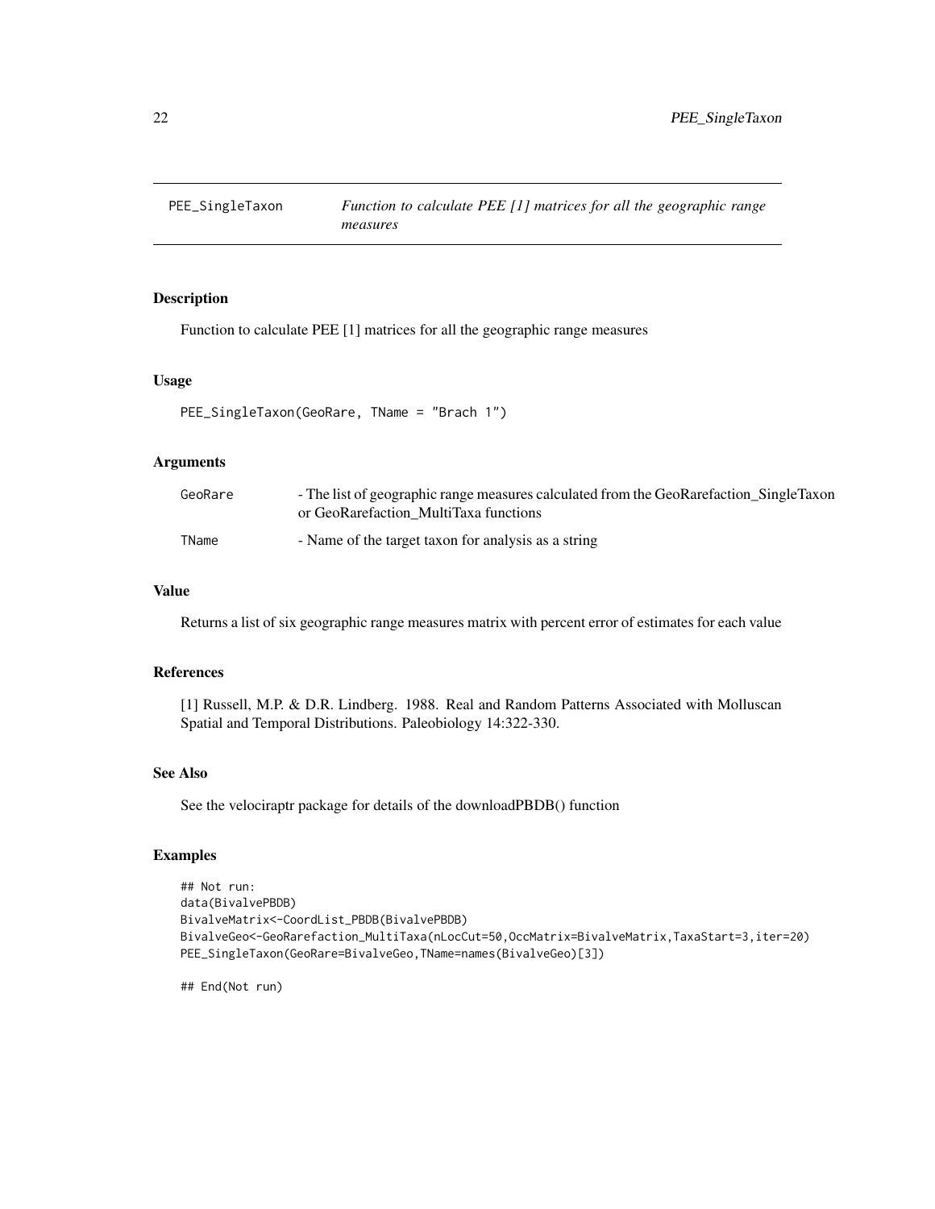## PEE_SingleTaxon — *Function to calculate PEE [1] matrices for all the geographic range measures*

### Description

Function to calculate PEE [1] matrices for all the geographic range measures

### Usage

```
PEE_SingleTaxon(GeoRare, TName = "Brach 1")
```

### Arguments

| | |
|---|---|
| GeoRare | - The list of geographic range measures calculated from the GeoRarefaction_SingleTaxon or GeoRarefaction_MultiTaxa functions |
| TName | - Name of the target taxon for analysis as a string |

### Value

Returns a list of six geographic range measures matrix with percent error of estimates for each value

### References

[1] Russell, M.P. & D.R. Lindberg. 1988. Real and Random Patterns Associated with Molluscan Spatial and Temporal Distributions. Paleobiology 14:322-330.

### See Also

See the velociraptr package for details of the downloadPBDB() function

### Examples

```
## Not run:
data(BivalvePBDB)
BivalveMatrix<-CoordList_PBDB(BivalvePBDB)
BivalveGeo<-GeoRarefaction_MultiTaxa(nLocCut=50,OccMatrix=BivalveMatrix,TaxaStart=3,iter=20)
PEE_SingleTaxon(GeoRare=BivalveGeo,TName=names(BivalveGeo)[3])

## End(Not run)
```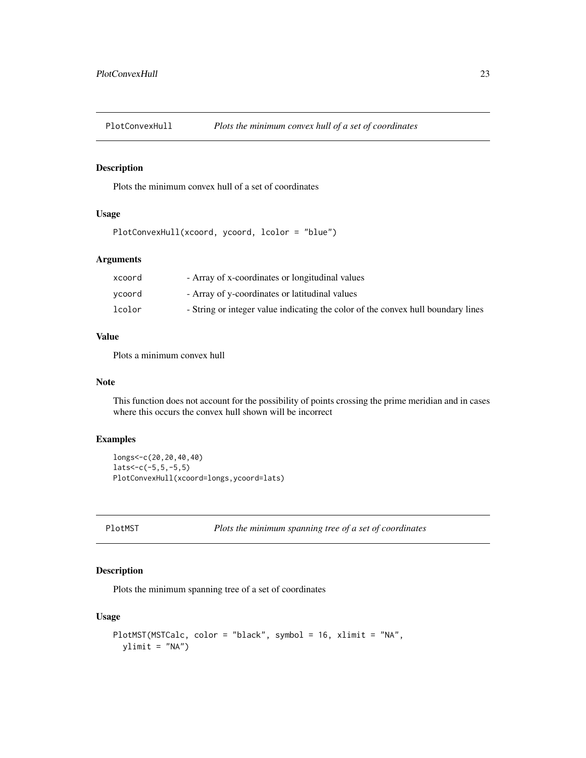## PlotConvexHull — *Plots the minimum convex hull of a set of coordinates*

### Description

Plots the minimum convex hull of a set of coordinates

### Usage

```
PlotConvexHull(xcoord, ycoord, lcolor = "blue")
```

### Arguments

| | |
|---|---|
| xcoord | - Array of x-coordinates or longitudinal values |
| ycoord | - Array of y-coordinates or latitudinal values |
| lcolor | - String or integer value indicating the color of the convex hull boundary lines |

### Value

Plots a minimum convex hull

### Note

This function does not account for the possibility of points crossing the prime meridian and in cases where this occurs the convex hull shown will be incorrect

### Examples

```
longs<-c(20,20,40,40)
lats<-c(-5,5,-5,5)
PlotConvexHull(xcoord=longs,ycoord=lats)
```

## PlotMST — *Plots the minimum spanning tree of a set of coordinates*

### Description

Plots the minimum spanning tree of a set of coordinates

### Usage

```
PlotMST(MSTCalc, color = "black", symbol = 16, xlimit = "NA",
  ylimit = "NA")
```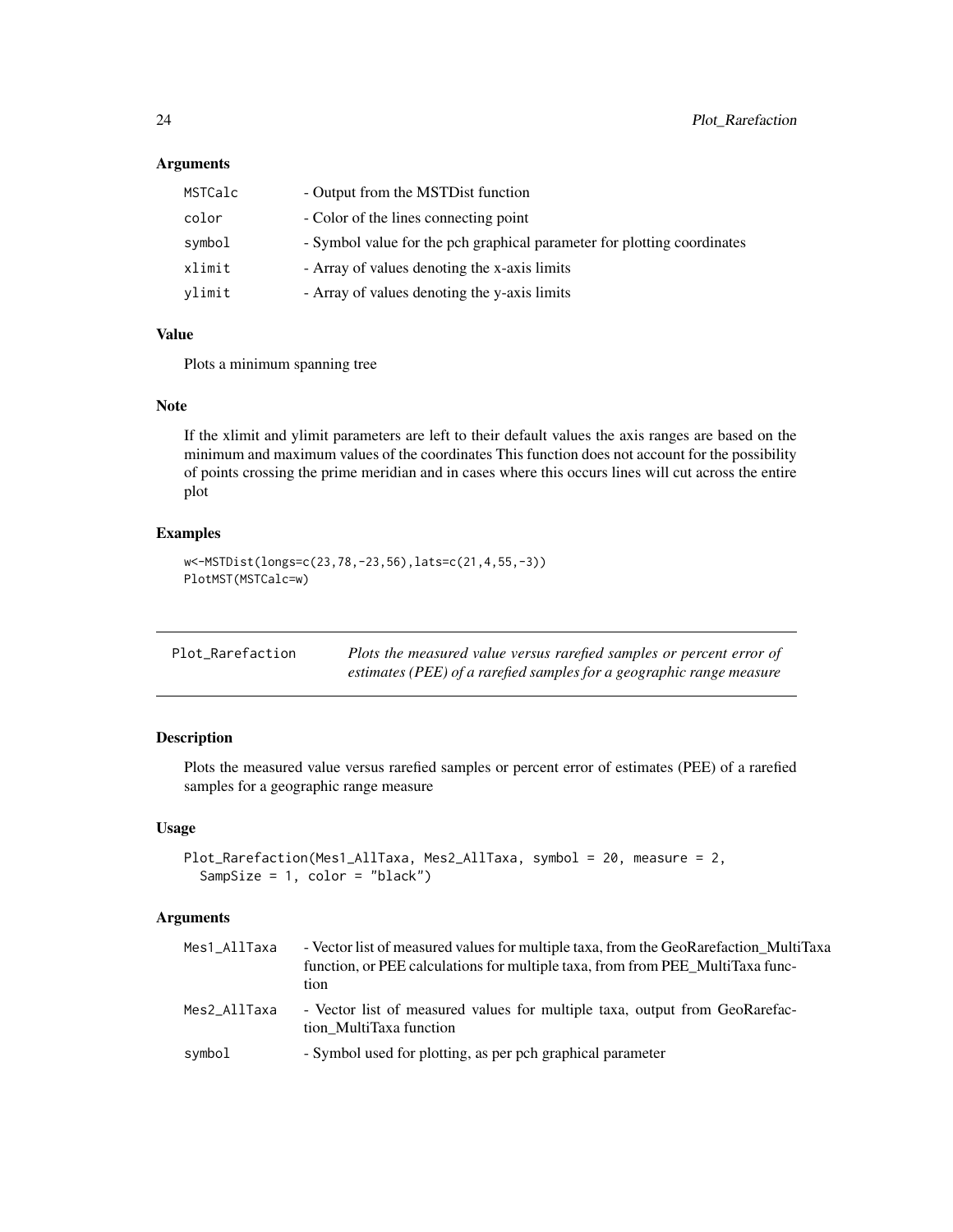### Arguments

| | |
|---|---|
| MSTCalc | - Output from the MSTDist function |
| color | - Color of the lines connecting point |
| symbol | - Symbol value for the pch graphical parameter for plotting coordinates |
| xlimit | - Array of values denoting the x-axis limits |
| ylimit | - Array of values denoting the y-axis limits |

### Value

Plots a minimum spanning tree

### Note

If the xlimit and ylimit parameters are left to their default values the axis ranges are based on the minimum and maximum values of the coordinates This function does not account for the possibility of points crossing the prime meridian and in cases where this occurs lines will cut across the entire plot

### Examples

```
w<-MSTDist(longs=c(23,78,-23,56),lats=c(21,4,55,-3))
PlotMST(MSTCalc=w)
```

---

## Plot_Rarefaction

*Plots the measured value versus rarefied samples or percent error of estimates (PEE) of a rarefied samples for a geographic range measure*

---

### Description

Plots the measured value versus rarefied samples or percent error of estimates (PEE) of a rarefied samples for a geographic range measure

### Usage

```
Plot_Rarefaction(Mes1_AllTaxa, Mes2_AllTaxa, symbol = 20, measure = 2,
  SampSize = 1, color = "black")
```

### Arguments

| | |
|---|---|
| Mes1_AllTaxa | - Vector list of measured values for multiple taxa, from the GeoRarefaction_MultiTaxa function, or PEE calculations for multiple taxa, from from PEE_MultiTaxa function |
| Mes2_AllTaxa | - Vector list of measured values for multiple taxa, output from GeoRarefaction_MultiTaxa function |
| symbol | - Symbol used for plotting, as per pch graphical parameter |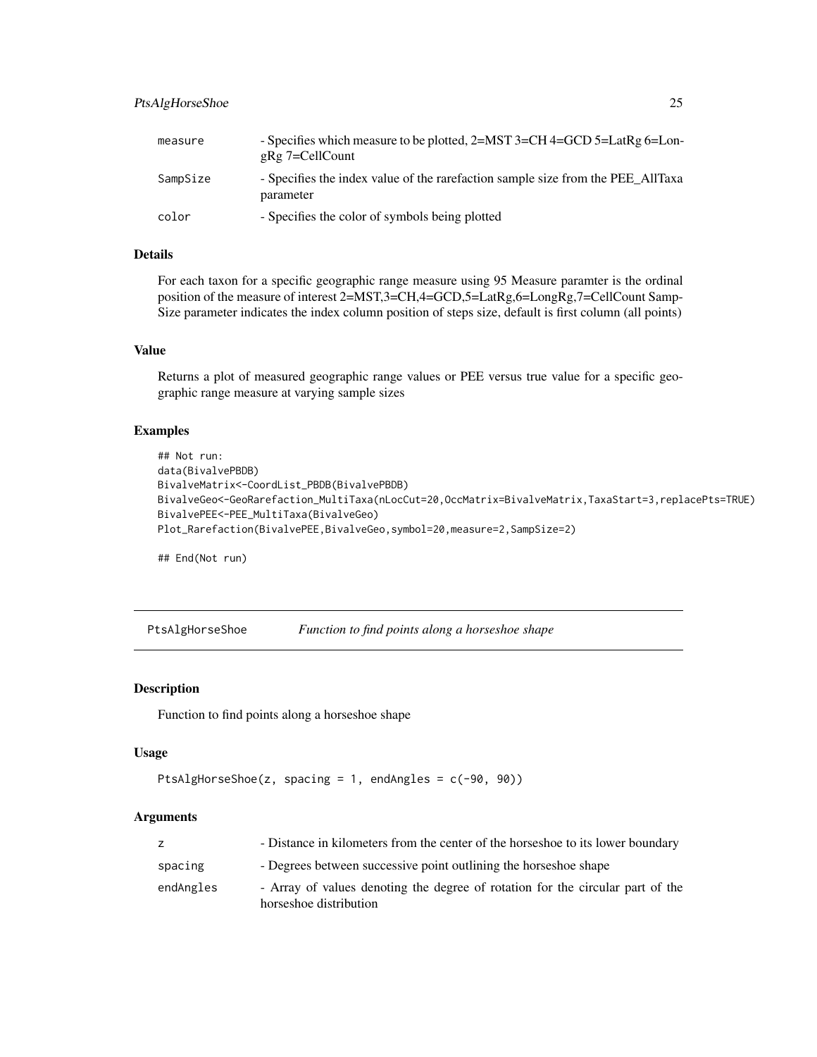| | |
|---|---|
| measure | - Specifies which measure to be plotted, 2=MST 3=CH 4=GCD 5=LatRg 6=LongRg 7=CellCount |
| SampSize | - Specifies the index value of the rarefaction sample size from the PEE_AllTaxa parameter |
| color | - Specifies the color of symbols being plotted |

### Details

For each taxon for a specific geographic range measure using 95 Measure paramter is the ordinal position of the measure of interest 2=MST,3=CH,4=GCD,5=LatRg,6=LongRg,7=CellCount SampSize parameter indicates the index column position of steps size, default is first column (all points)

### Value

Returns a plot of measured geographic range values or PEE versus true value for a specific geographic range measure at varying sample sizes

### Examples

```
## Not run:
data(BivalvePBDB)
BivalveMatrix<-CoordList_PBDB(BivalvePBDB)
BivalveGeo<-GeoRarefaction_MultiTaxa(nLocCut=20,OccMatrix=BivalveMatrix,TaxaStart=3,replacePts=TRUE)
BivalvePEE<-PEE_MultiTaxa(BivalveGeo)
Plot_Rarefaction(BivalvePEE,BivalveGeo,symbol=20,measure=2,SampSize=2)

## End(Not run)
```

---

## PtsAlgHorseShoe *Function to find points along a horseshoe shape*

---

### Description

Function to find points along a horseshoe shape

### Usage

```
PtsAlgHorseShoe(z, spacing = 1, endAngles = c(-90, 90))
```

### Arguments

| | |
|---|---|
| z | - Distance in kilometers from the center of the horseshoe to its lower boundary |
| spacing | - Degrees between successive point outlining the horseshoe shape |
| endAngles | - Array of values denoting the degree of rotation for the circular part of the horseshoe distribution |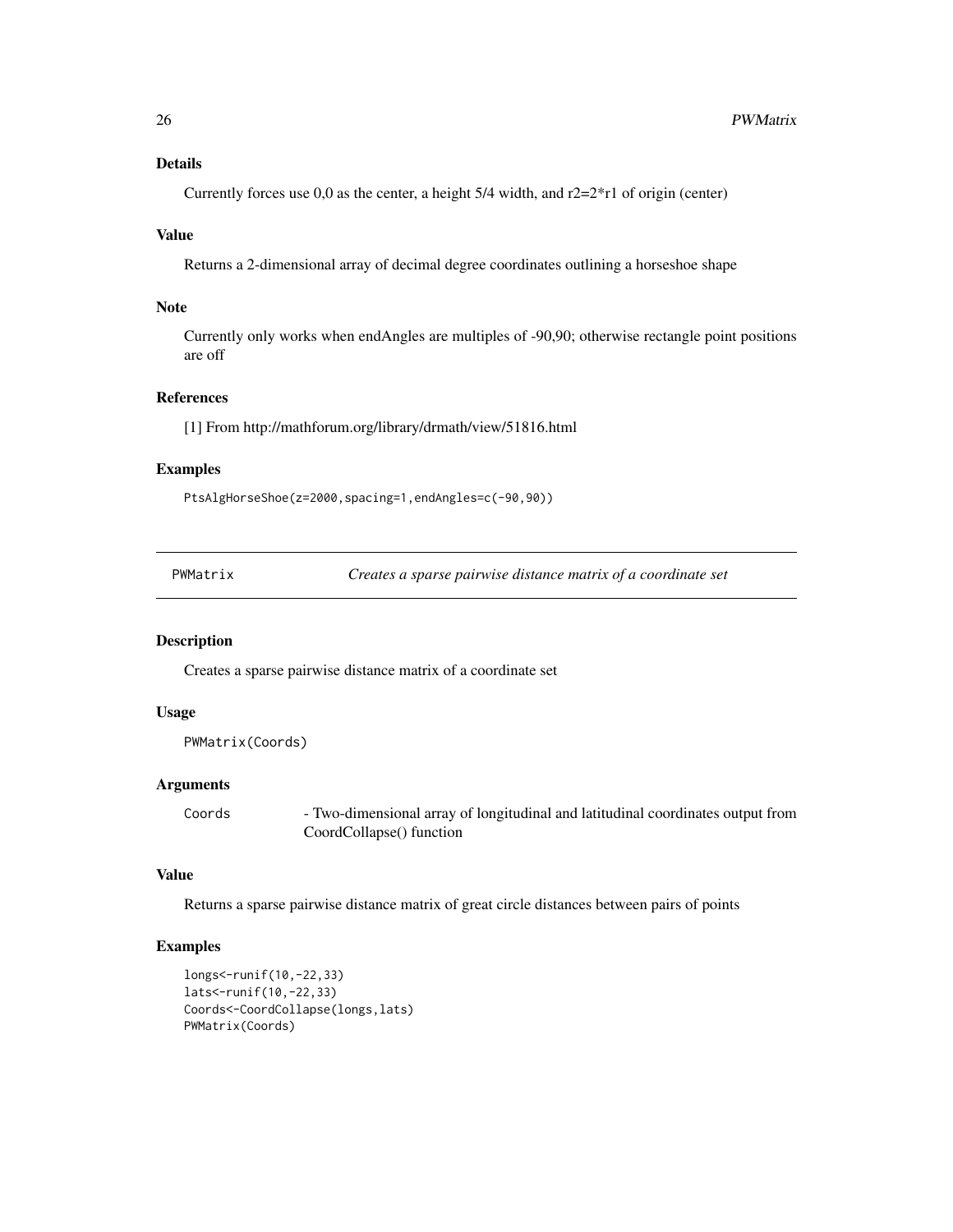### Details

Currently forces use 0,0 as the center, a height 5/4 width, and r2=2*r1 of origin (center)

### Value

Returns a 2-dimensional array of decimal degree coordinates outlining a horseshoe shape

### Note

Currently only works when endAngles are multiples of -90,90; otherwise rectangle point positions are off

### References

[1] From http://mathforum.org/library/drmath/view/51816.html

### Examples

```
PtsAlgHorseShoe(z=2000,spacing=1,endAngles=c(-90,90))
```

---

## PWMatrix — *Creates a sparse pairwise distance matrix of a coordinate set*

---

### Description

Creates a sparse pairwise distance matrix of a coordinate set

### Usage

```
PWMatrix(Coords)
```

### Arguments

| | |
|---|---|
| Coords | - Two-dimensional array of longitudinal and latitudinal coordinates output from CoordCollapse() function |

### Value

Returns a sparse pairwise distance matrix of great circle distances between pairs of points

### Examples

```
longs<-runif(10,-22,33)
lats<-runif(10,-22,33)
Coords<-CoordCollapse(longs,lats)
PWMatrix(Coords)
```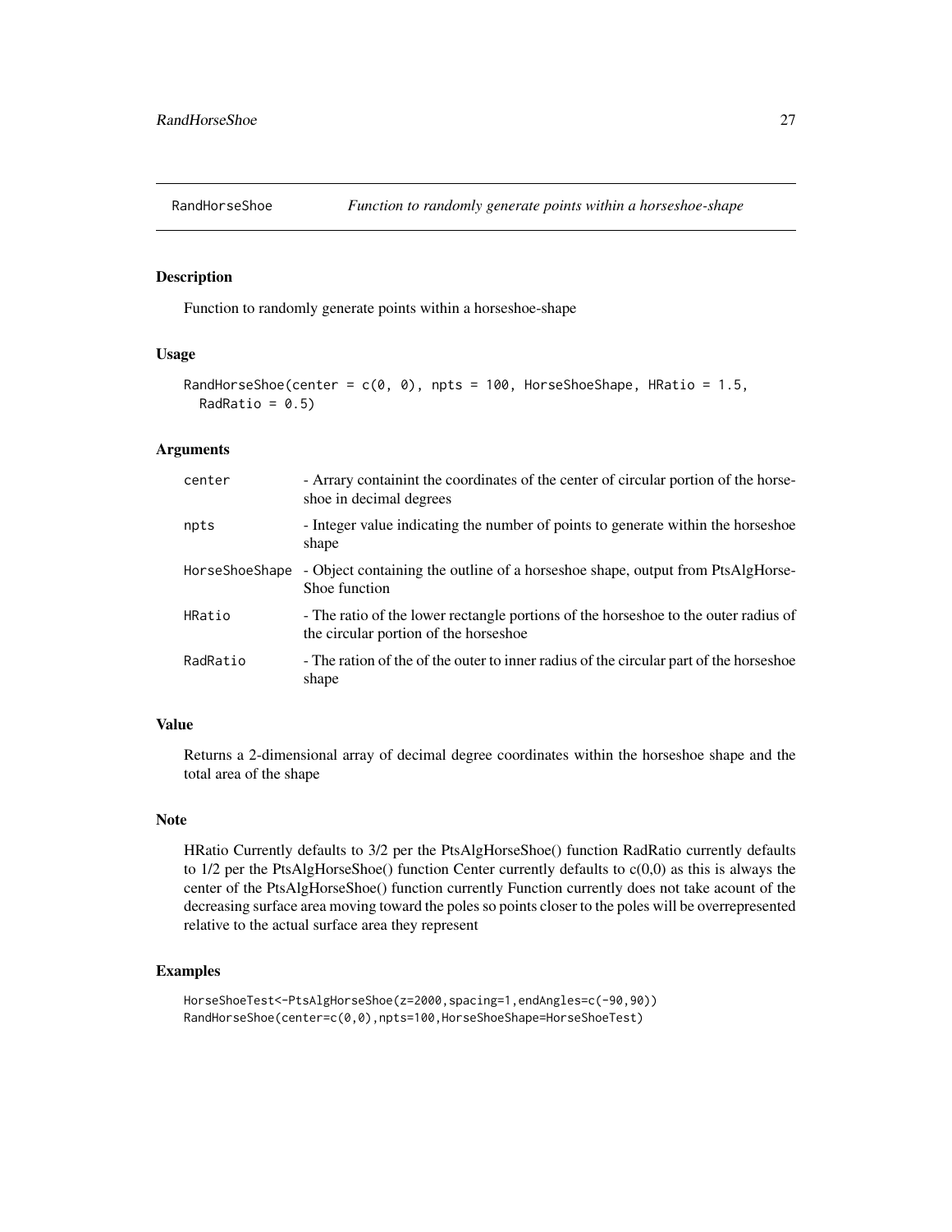## RandHorseShoe — *Function to randomly generate points within a horseshoe-shape*

### Description

Function to randomly generate points within a horseshoe-shape

### Usage

```
RandHorseShoe(center = c(0, 0), npts = 100, HorseShoeShape, HRatio = 1.5,
  RadRatio = 0.5)
```

### Arguments

| | |
|---|---|
| center | - Arrary containint the coordinates of the center of circular portion of the horseshoe in decimal degrees |
| npts | - Integer value indicating the number of points to generate within the horseshoe shape |
| HorseShoeShape | - Object containing the outline of a horseshoe shape, output from PtsAlgHorseShoe function |
| HRatio | - The ratio of the lower rectangle portions of the horseshoe to the outer radius of the circular portion of the horseshoe |
| RadRatio | - The ration of the of the outer to inner radius of the circular part of the horseshoe shape |

### Value

Returns a 2-dimensional array of decimal degree coordinates within the horseshoe shape and the total area of the shape

### Note

HRatio Currently defaults to 3/2 per the PtsAlgHorseShoe() function RadRatio currently defaults to 1/2 per the PtsAlgHorseShoe() function Center currently defaults to c(0,0) as this is always the center of the PtsAlgHorseShoe() function currently Function currently does not take acount of the decreasing surface area moving toward the poles so points closer to the poles will be overrepresented relative to the actual surface area they represent

### Examples

```
HorseShoeTest<-PtsAlgHorseShoe(z=2000,spacing=1,endAngles=c(-90,90))
RandHorseShoe(center=c(0,0),npts=100,HorseShoeShape=HorseShoeTest)
```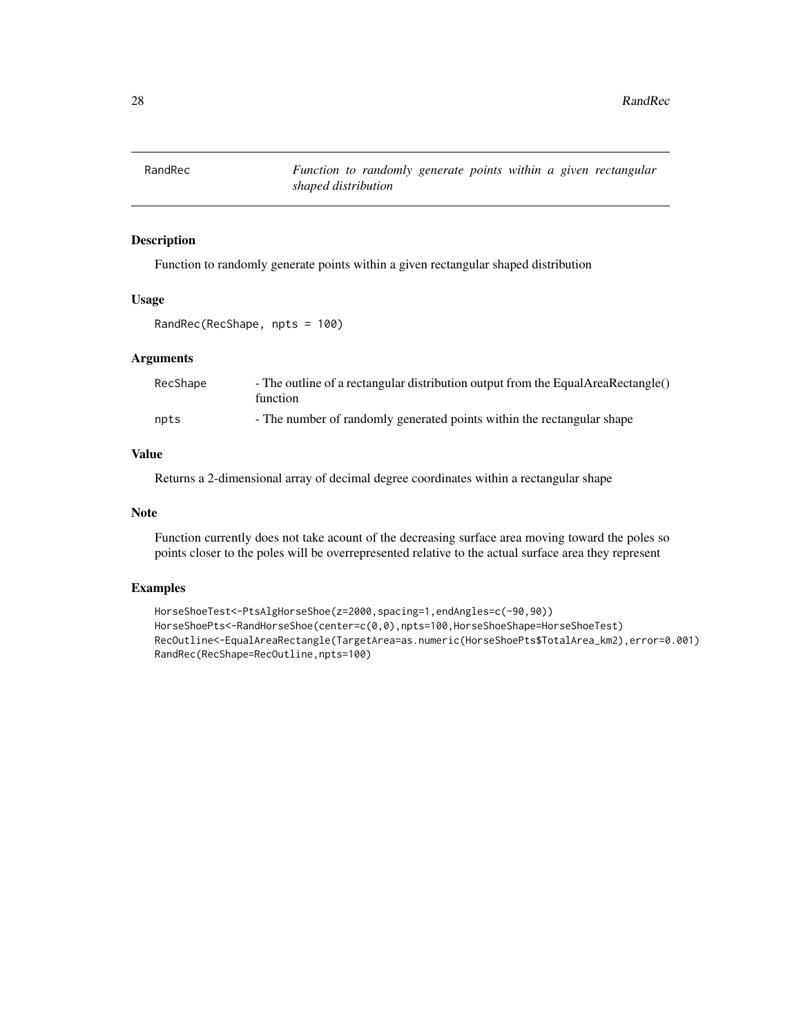## RandRec — *Function to randomly generate points within a given rectangular shaped distribution*

### Description

Function to randomly generate points within a given rectangular shaped distribution

### Usage

```
RandRec(RecShape, npts = 100)
```

### Arguments

| | |
|---|---|
| RecShape | - The outline of a rectangular distribution output from the EqualAreaRectangle() function |
| npts | - The number of randomly generated points within the rectangular shape |

### Value

Returns a 2-dimensional array of decimal degree coordinates within a rectangular shape

### Note

Function currently does not take acount of the decreasing surface area moving toward the poles so points closer to the poles will be overrepresented relative to the actual surface area they represent

### Examples

```
HorseShoeTest<-PtsAlgHorseShoe(z=2000,spacing=1,endAngles=c(-90,90))
HorseShoePts<-RandHorseShoe(center=c(0,0),npts=100,HorseShoeShape=HorseShoeTest)
RecOutline<-EqualAreaRectangle(TargetArea=as.numeric(HorseShoePts$TotalArea_km2),error=0.001)
RandRec(RecShape=RecOutline,npts=100)
```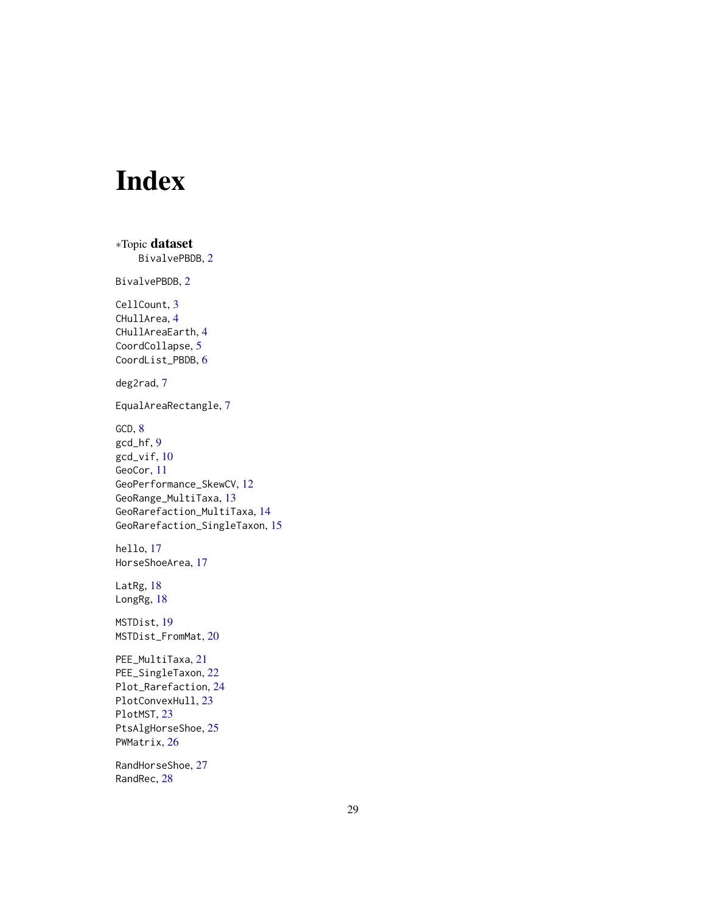# Index

*Topic **dataset**
    BivalvePBDB, 2

BivalvePBDB, 2

CellCount, 3
CHullArea, 4
CHullAreaEarth, 4
CoordCollapse, 5
CoordList_PBDB, 6

deg2rad, 7

EqualAreaRectangle, 7

GCD, 8
gcd_hf, 9
gcd_vif, 10
GeoCor, 11
GeoPerformance_SkewCV, 12
GeoRange_MultiTaxa, 13
GeoRarefaction_MultiTaxa, 14
GeoRarefaction_SingleTaxon, 15

hello, 17
HorseShoeArea, 17

LatRg, 18
LongRg, 18

MSTDist, 19
MSTDist_FromMat, 20

PEE_MultiTaxa, 21
PEE_SingleTaxon, 22
Plot_Rarefaction, 24
PlotConvexHull, 23
PlotMST, 23
PtsAlgHorseShoe, 25
PWMatrix, 26

RandHorseShoe, 27
RandRec, 28